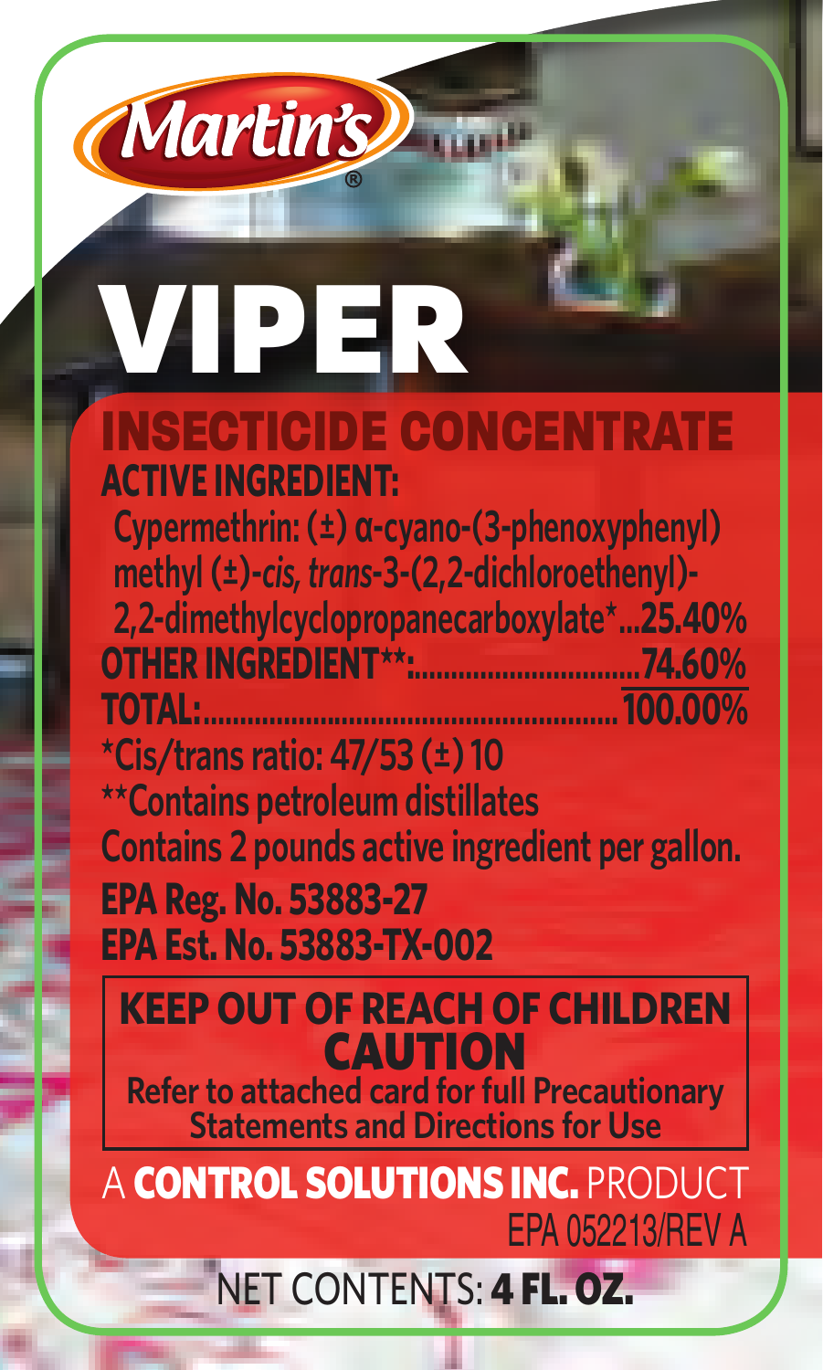Martin's®

# VIPER

## INSECTICIDE CONCENTRATE

**ACTIVE INGREDIENT:**

Cypermethrin: (±) α-cyano-(3-phenoxyphenyl) methyl (±)-*cis, trans*-3-(2,2-dichloroethenyl)-2,2-dimethylcyclopropanecarboxylate*...**25.40%**

**OTHER INGREDIENT**:..............................74.60%**

**TOTAL:.......................................................100.00%**

*Cis/trans ratio: 47/53 (±) 10

**Contains petroleum distillates

Contains 2 pounds active ingredient per gallon.

**EPA Reg. No. 53883-27**

**EPA Est. No. 53883-TX-002**

**KEEP OUT OF REACH OF CHILDREN**

**CAUTION**

**Refer to attached card for full Precautionary Statements and Directions for Use**

A **CONTROL SOLUTIONS INC.** PRODUCT

EPA 052213/REV A

NET CONTENTS: **4 FL. OZ.**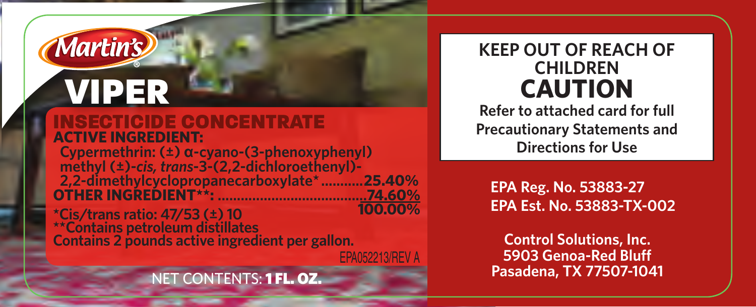Martin's®

# VIPER

## INSECTICIDE CONCENTRATE

**ACTIVE INGREDIENT:**

**Cypermethrin: (±) α-cyano-(3-phenoxyphenyl) methyl (±)-*cis, trans*-3-(2,2-dichloroethenyl)-2,2-dimethylcyclopropanecarboxylate* ...........25.40%**

**OTHER INGREDIENT**: .........................................74.60%**

**100.00%**

***Cis/trans ratio: 47/53 (±) 10**

****Contains petroleum distillates**

**Contains 2 pounds active ingredient per gallon.**

EPA052213/REV A

NET CONTENTS: **1 FL. OZ.**

**KEEP OUT OF REACH OF CHILDREN**

## CAUTION

**Refer to attached card for full Precautionary Statements and Directions for Use**

**EPA Reg. No. 53883-27**

**EPA Est. No. 53883-TX-002**

**Control Solutions, Inc.**
**5903 Genoa-Red Bluff**
**Pasadena, TX 77507-1041**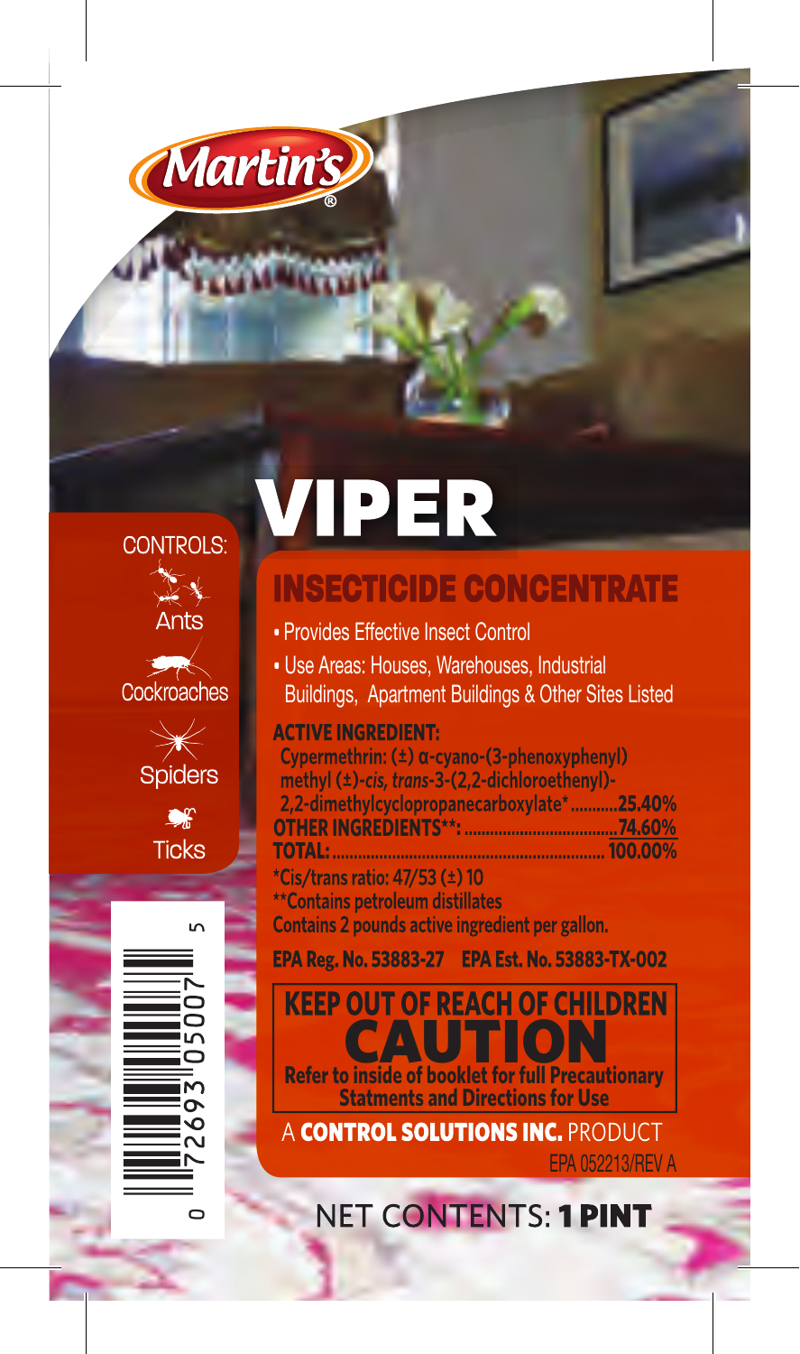Martin's®

# VIPER

## INSECTICIDE CONCENTRATE

CONTROLS:

- Ants
- Cockroaches
- Spiders
- Ticks

- Provides Effective Insect Control
- Use Areas: Houses, Warehouses, Industrial Buildings, Apartment Buildings & Other Sites Listed

**ACTIVE INGREDIENT:**

| | |
|---|---|
| **Cypermethrin: (±) α-cyano-(3-phenoxyphenyl) methyl (±)-*cis, trans*-3-(2,2-dichloroethenyl)-2,2-dimethylcyclopropanecarboxylate*** | **25.40%** |
| **OTHER INGREDIENTS**:** | **74.60%** |
| **TOTAL:** | **100.00%** |

**\*Cis/trans ratio: 47/53 (±) 10**
**\*\*Contains petroleum distillates**
**Contains 2 pounds active ingredient per gallon.**

**EPA Reg. No. 53883-27 EPA Est. No. 53883-TX-002**

**KEEP OUT OF REACH OF CHILDREN**

# CAUTION

**Refer to inside of booklet for full Precautionary Statments and Directions for Use**

A **CONTROL SOLUTIONS INC.** PRODUCT

EPA 052213/REV A

NET CONTENTS: **1 PINT**

0 72693 05007 5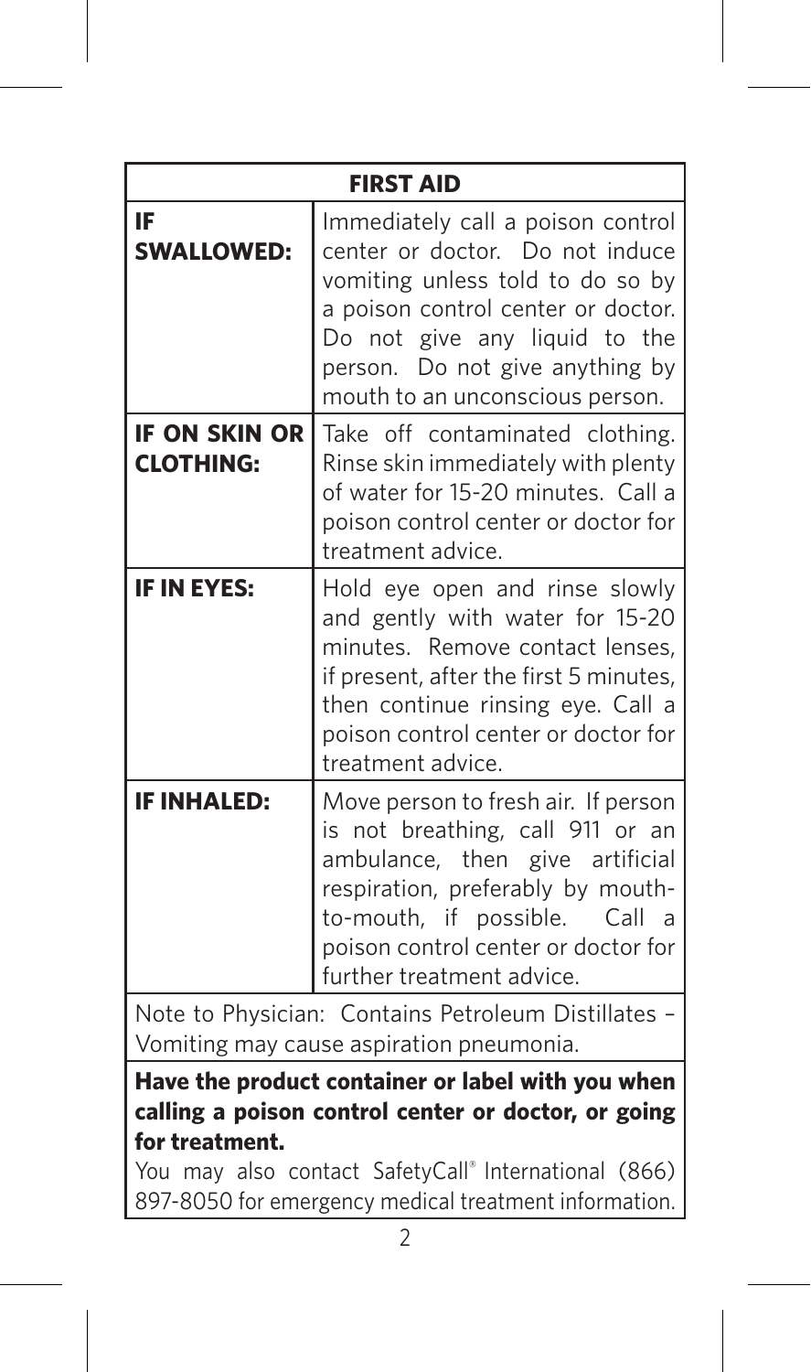| FIRST AID | |
|---|---|
| **IF SWALLOWED:** | Immediately call a poison control center or doctor. Do not induce vomiting unless told to do so by a poison control center or doctor. Do not give any liquid to the person. Do not give anything by mouth to an unconscious person. |
| **IF ON SKIN OR CLOTHING:** | Take off contaminated clothing. Rinse skin immediately with plenty of water for 15-20 minutes. Call a poison control center or doctor for treatment advice. |
| **IF IN EYES:** | Hold eye open and rinse slowly and gently with water for 15-20 minutes. Remove contact lenses, if present, after the first 5 minutes, then continue rinsing eye. Call a poison control center or doctor for treatment advice. |
| **IF INHALED:** | Move person to fresh air. If person is not breathing, call 911 or an ambulance, then give artificial respiration, preferably by mouth-to-mouth, if possible. Call a poison control center or doctor for further treatment advice. |

Note to Physician: Contains Petroleum Distillates – Vomiting may cause aspiration pneumonia.

**Have the product container or label with you when calling a poison control center or doctor, or going for treatment.**

You may also contact SafetyCall® International (866) 897-8050 for emergency medical treatment information.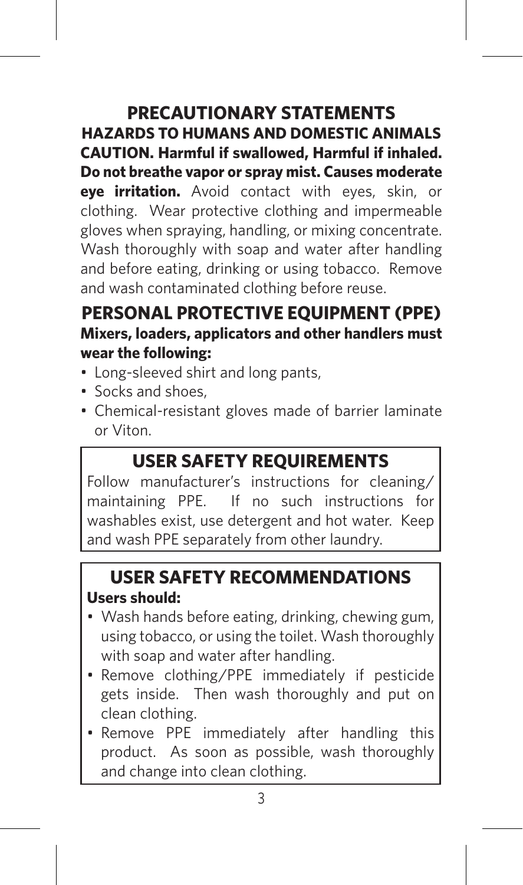# PRECAUTIONARY STATEMENTS

## HAZARDS TO HUMANS AND DOMESTIC ANIMALS

**CAUTION. Harmful if swallowed, Harmful if inhaled. Do not breathe vapor or spray mist. Causes moderate eye irritation.** Avoid contact with eyes, skin, or clothing. Wear protective clothing and impermeable gloves when spraying, handling, or mixing concentrate. Wash thoroughly with soap and water after handling and before eating, drinking or using tobacco. Remove and wash contaminated clothing before reuse.

## PERSONAL PROTECTIVE EQUIPMENT (PPE)

**Mixers, loaders, applicators and other handlers must wear the following:**

- Long-sleeved shirt and long pants,
- Socks and shoes,
- Chemical-resistant gloves made of barrier laminate or Viton.

## USER SAFETY REQUIREMENTS

Follow manufacturer's instructions for cleaning/ maintaining PPE. If no such instructions for washables exist, use detergent and hot water. Keep and wash PPE separately from other laundry.

## USER SAFETY RECOMMENDATIONS

**Users should:**

- Wash hands before eating, drinking, chewing gum, using tobacco, or using the toilet. Wash thoroughly with soap and water after handling.
- Remove clothing/PPE immediately if pesticide gets inside. Then wash thoroughly and put on clean clothing.
- Remove PPE immediately after handling this product. As soon as possible, wash thoroughly and change into clean clothing.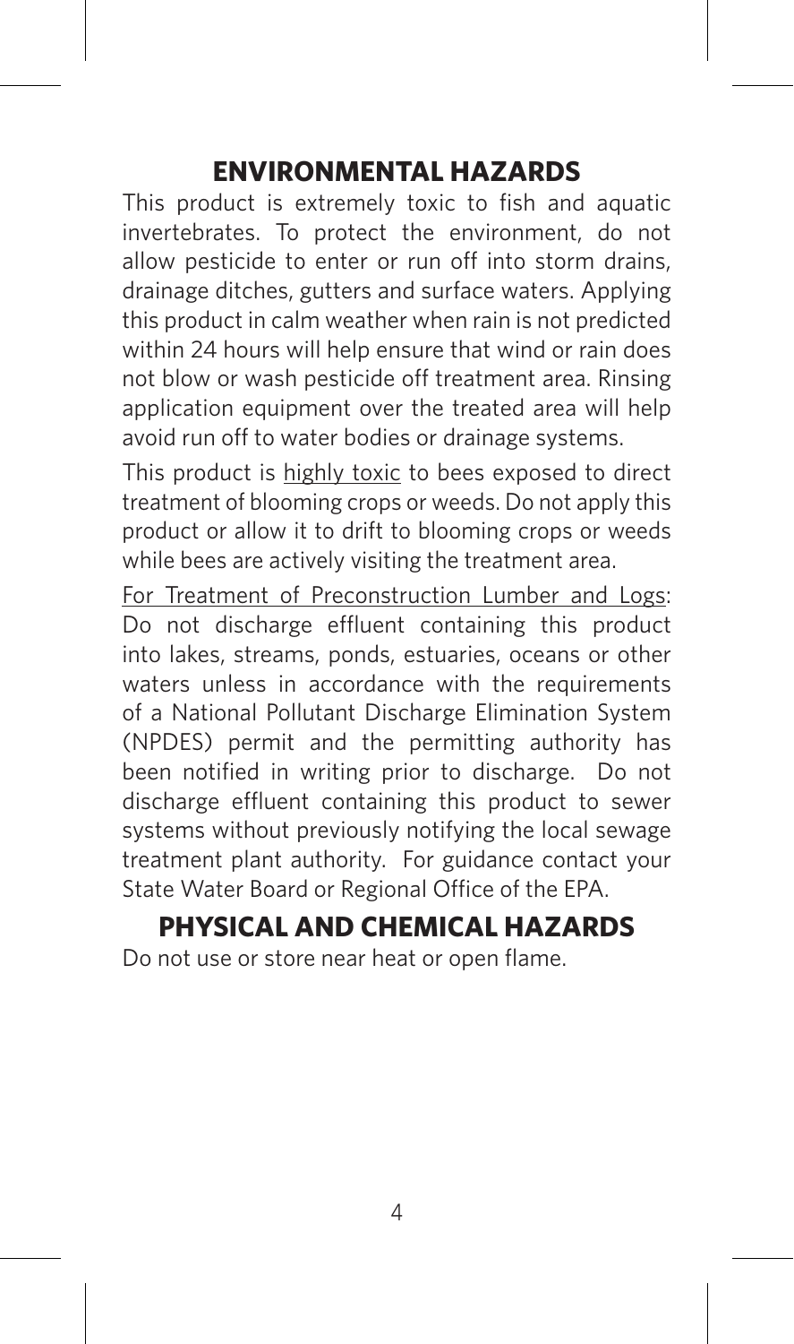## ENVIRONMENTAL HAZARDS

This product is extremely toxic to fish and aquatic invertebrates. To protect the environment, do not allow pesticide to enter or run off into storm drains, drainage ditches, gutters and surface waters. Applying this product in calm weather when rain is not predicted within 24 hours will help ensure that wind or rain does not blow or wash pesticide off treatment area. Rinsing application equipment over the treated area will help avoid run off to water bodies or drainage systems.

This product is <u>highly toxic</u> to bees exposed to direct treatment of blooming crops or weeds. Do not apply this product or allow it to drift to blooming crops or weeds while bees are actively visiting the treatment area.

<u>For Treatment of Preconstruction Lumber and Logs</u>: Do not discharge effluent containing this product into lakes, streams, ponds, estuaries, oceans or other waters unless in accordance with the requirements of a National Pollutant Discharge Elimination System (NPDES) permit and the permitting authority has been notified in writing prior to discharge. Do not discharge effluent containing this product to sewer systems without previously notifying the local sewage treatment plant authority. For guidance contact your State Water Board or Regional Office of the EPA.

## PHYSICAL AND CHEMICAL HAZARDS

Do not use or store near heat or open flame.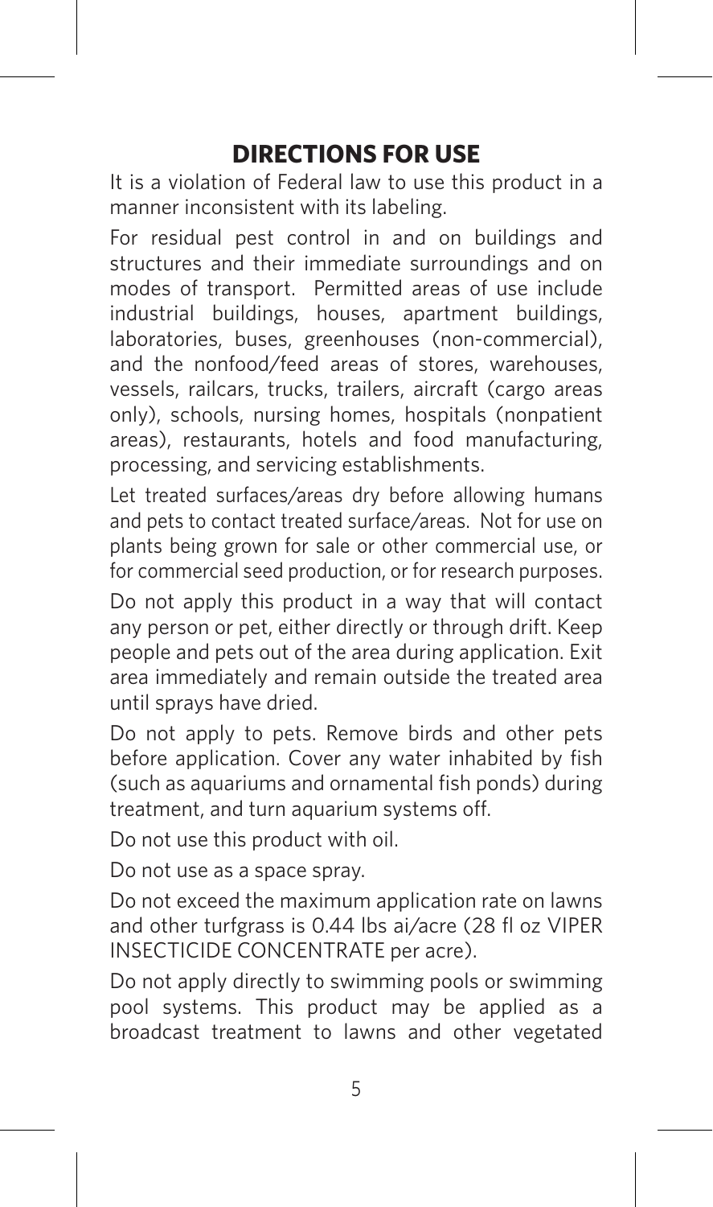## DIRECTIONS FOR USE

It is a violation of Federal law to use this product in a manner inconsistent with its labeling.

For residual pest control in and on buildings and structures and their immediate surroundings and on modes of transport. Permitted areas of use include industrial buildings, houses, apartment buildings, laboratories, buses, greenhouses (non-commercial), and the nonfood/feed areas of stores, warehouses, vessels, railcars, trucks, trailers, aircraft (cargo areas only), schools, nursing homes, hospitals (nonpatient areas), restaurants, hotels and food manufacturing, processing, and servicing establishments.

Let treated surfaces/areas dry before allowing humans and pets to contact treated surface/areas. Not for use on plants being grown for sale or other commercial use, or for commercial seed production, or for research purposes.

Do not apply this product in a way that will contact any person or pet, either directly or through drift. Keep people and pets out of the area during application. Exit area immediately and remain outside the treated area until sprays have dried.

Do not apply to pets. Remove birds and other pets before application. Cover any water inhabited by fish (such as aquariums and ornamental fish ponds) during treatment, and turn aquarium systems off.

Do not use this product with oil.

Do not use as a space spray.

Do not exceed the maximum application rate on lawns and other turfgrass is 0.44 lbs ai/acre (28 fl oz VIPER INSECTICIDE CONCENTRATE per acre).

Do not apply directly to swimming pools or swimming pool systems. This product may be applied as a broadcast treatment to lawns and other vegetated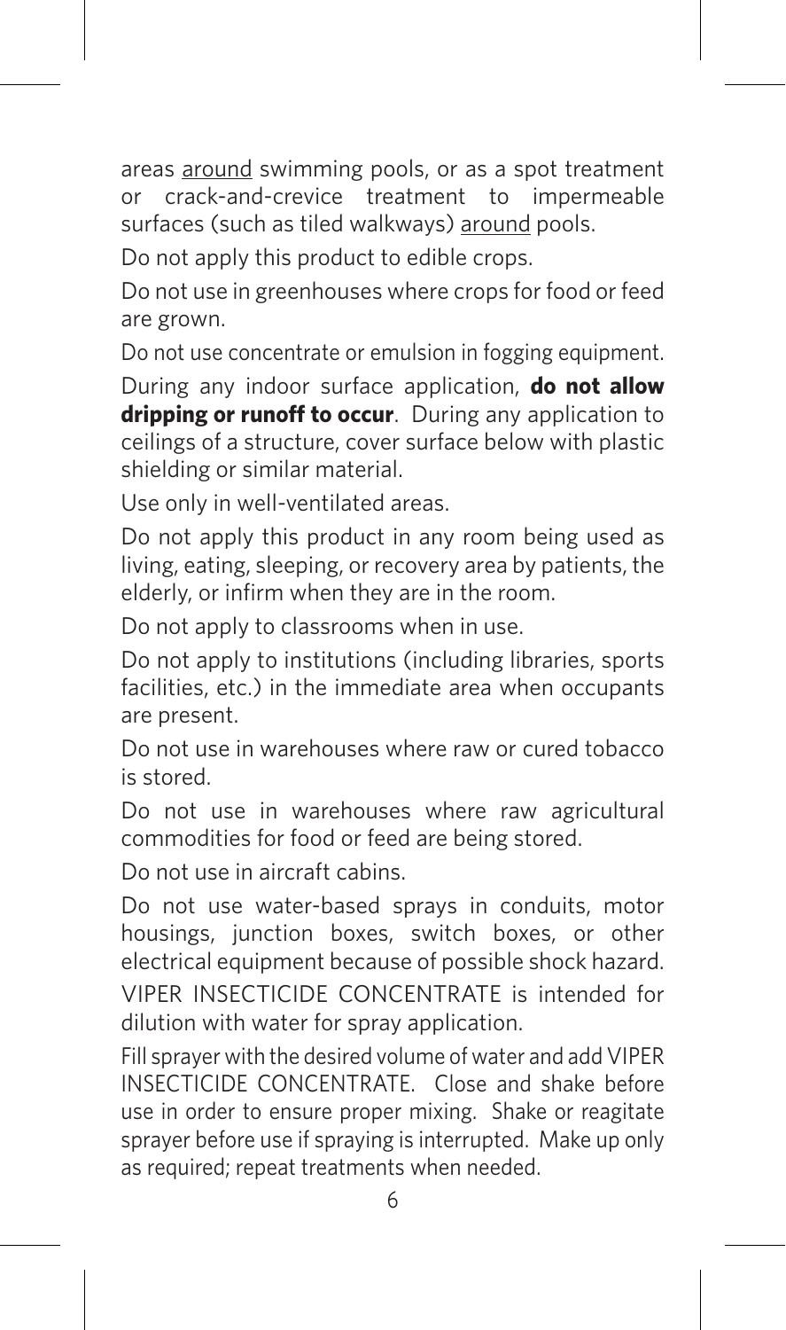areas <u>around</u> swimming pools, or as a spot treatment or crack-and-crevice treatment to impermeable surfaces (such as tiled walkways) <u>around</u> pools.

Do not apply this product to edible crops.

Do not use in greenhouses where crops for food or feed are grown.

Do not use concentrate or emulsion in fogging equipment.

During any indoor surface application, **do not allow dripping or runoff to occur**. During any application to ceilings of a structure, cover surface below with plastic shielding or similar material.

Use only in well-ventilated areas.

Do not apply this product in any room being used as living, eating, sleeping, or recovery area by patients, the elderly, or infirm when they are in the room.

Do not apply to classrooms when in use.

Do not apply to institutions (including libraries, sports facilities, etc.) in the immediate area when occupants are present.

Do not use in warehouses where raw or cured tobacco is stored.

Do not use in warehouses where raw agricultural commodities for food or feed are being stored.

Do not use in aircraft cabins.

Do not use water-based sprays in conduits, motor housings, junction boxes, switch boxes, or other electrical equipment because of possible shock hazard.

VIPER INSECTICIDE CONCENTRATE is intended for dilution with water for spray application.

Fill sprayer with the desired volume of water and add VIPER INSECTICIDE CONCENTRATE. Close and shake before use in order to ensure proper mixing. Shake or reagitate sprayer before use if spraying is interrupted. Make up only as required; repeat treatments when needed.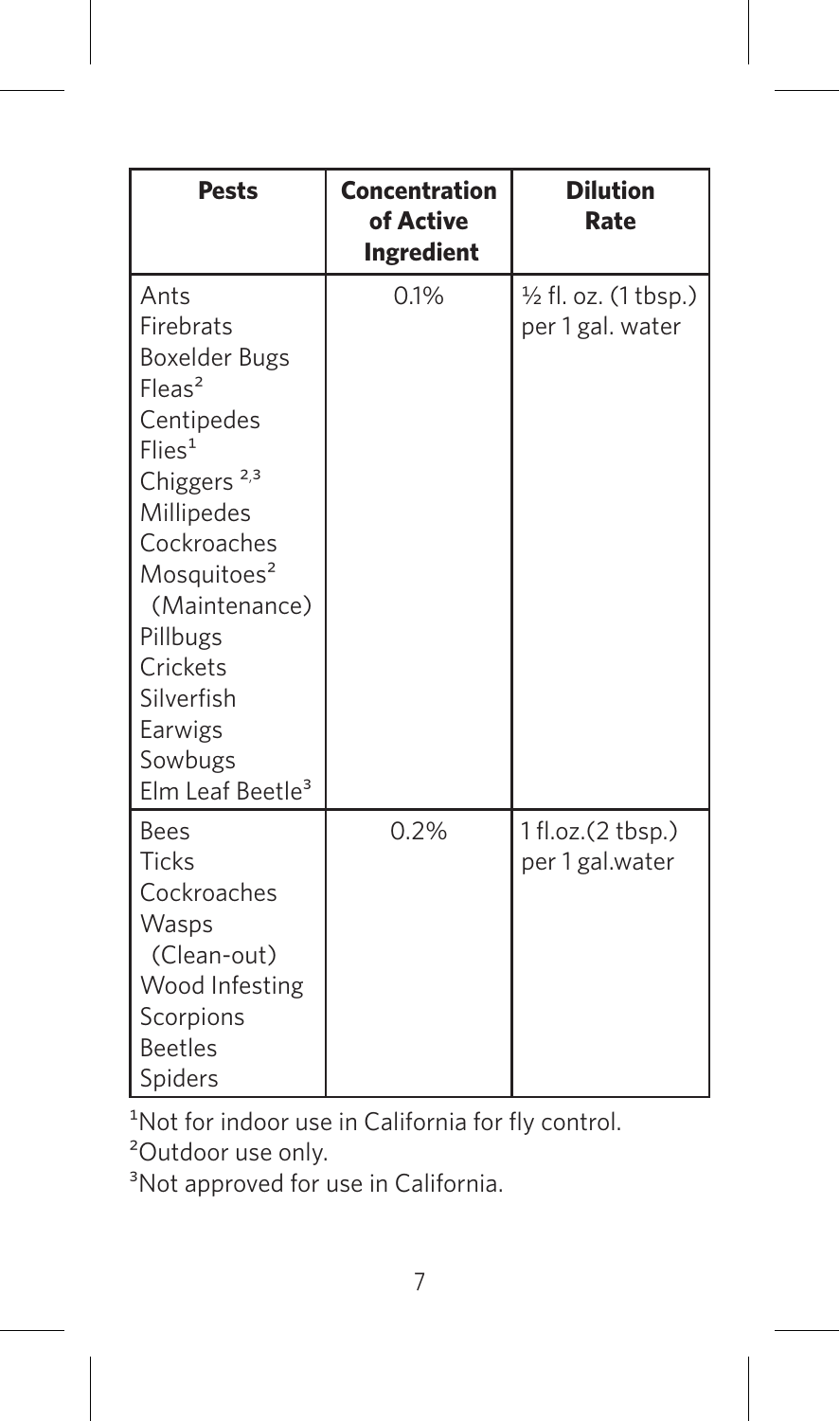| Pests | Concentration of Active Ingredient | Dilution Rate |
|---|---|---|
| Ants<br>Firebrats<br>Boxelder Bugs<br>Fleas[2]<br>Centipedes<br>Flies[1]<br>Chiggers [2,3]<br>Millipedes<br>Cockroaches<br>Mosquitoes[2] (Maintenance)<br>Pillbugs<br>Crickets<br>Silverfish<br>Earwigs<br>Sowbugs<br>Elm Leaf Beetle[3] | 0.1% | ½ fl. oz. (1 tbsp.) per 1 gal. water |
| Bees<br>Ticks<br>Cockroaches<br>Wasps (Clean-out)<br>Wood Infesting<br>Scorpions<br>Beetles<br>Spiders | 0.2% | 1 fl.oz.(2 tbsp.) per 1 gal.water |

[1]Not for indoor use in California for fly control.

[2]Outdoor use only.

[3]Not approved for use in California.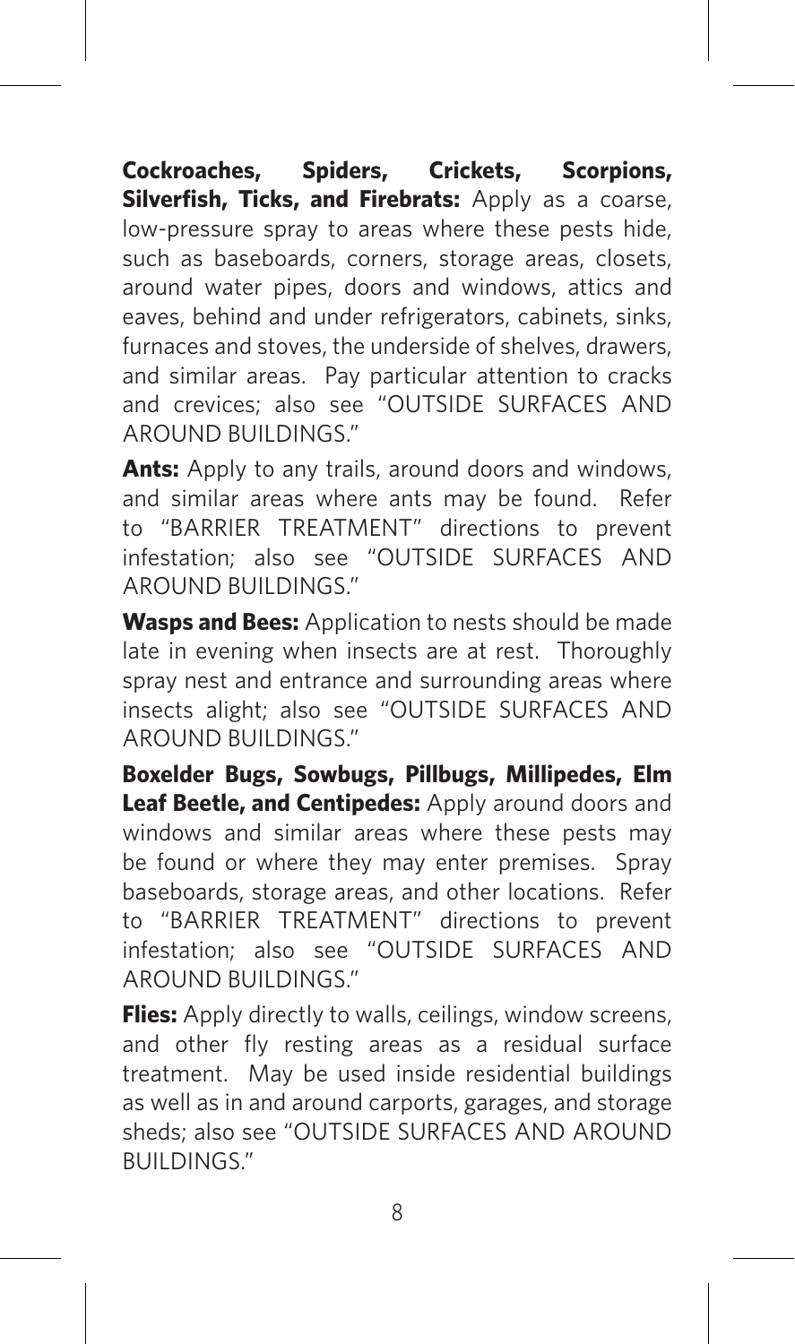**Cockroaches, Spiders, Crickets, Scorpions, Silverfish, Ticks, and Firebrats:** Apply as a coarse, low-pressure spray to areas where these pests hide, such as baseboards, corners, storage areas, closets, around water pipes, doors and windows, attics and eaves, behind and under refrigerators, cabinets, sinks, furnaces and stoves, the underside of shelves, drawers, and similar areas. Pay particular attention to cracks and crevices; also see "OUTSIDE SURFACES AND AROUND BUILDINGS."

**Ants:** Apply to any trails, around doors and windows, and similar areas where ants may be found. Refer to "BARRIER TREATMENT" directions to prevent infestation; also see "OUTSIDE SURFACES AND AROUND BUILDINGS."

**Wasps and Bees:** Application to nests should be made late in evening when insects are at rest. Thoroughly spray nest and entrance and surrounding areas where insects alight; also see "OUTSIDE SURFACES AND AROUND BUILDINGS."

**Boxelder Bugs, Sowbugs, Pillbugs, Millipedes, Elm Leaf Beetle, and Centipedes:** Apply around doors and windows and similar areas where these pests may be found or where they may enter premises. Spray baseboards, storage areas, and other locations. Refer to "BARRIER TREATMENT" directions to prevent infestation; also see "OUTSIDE SURFACES AND AROUND BUILDINGS."

**Flies:** Apply directly to walls, ceilings, window screens, and other fly resting areas as a residual surface treatment. May be used inside residential buildings as well as in and around carports, garages, and storage sheds; also see "OUTSIDE SURFACES AND AROUND BUILDINGS."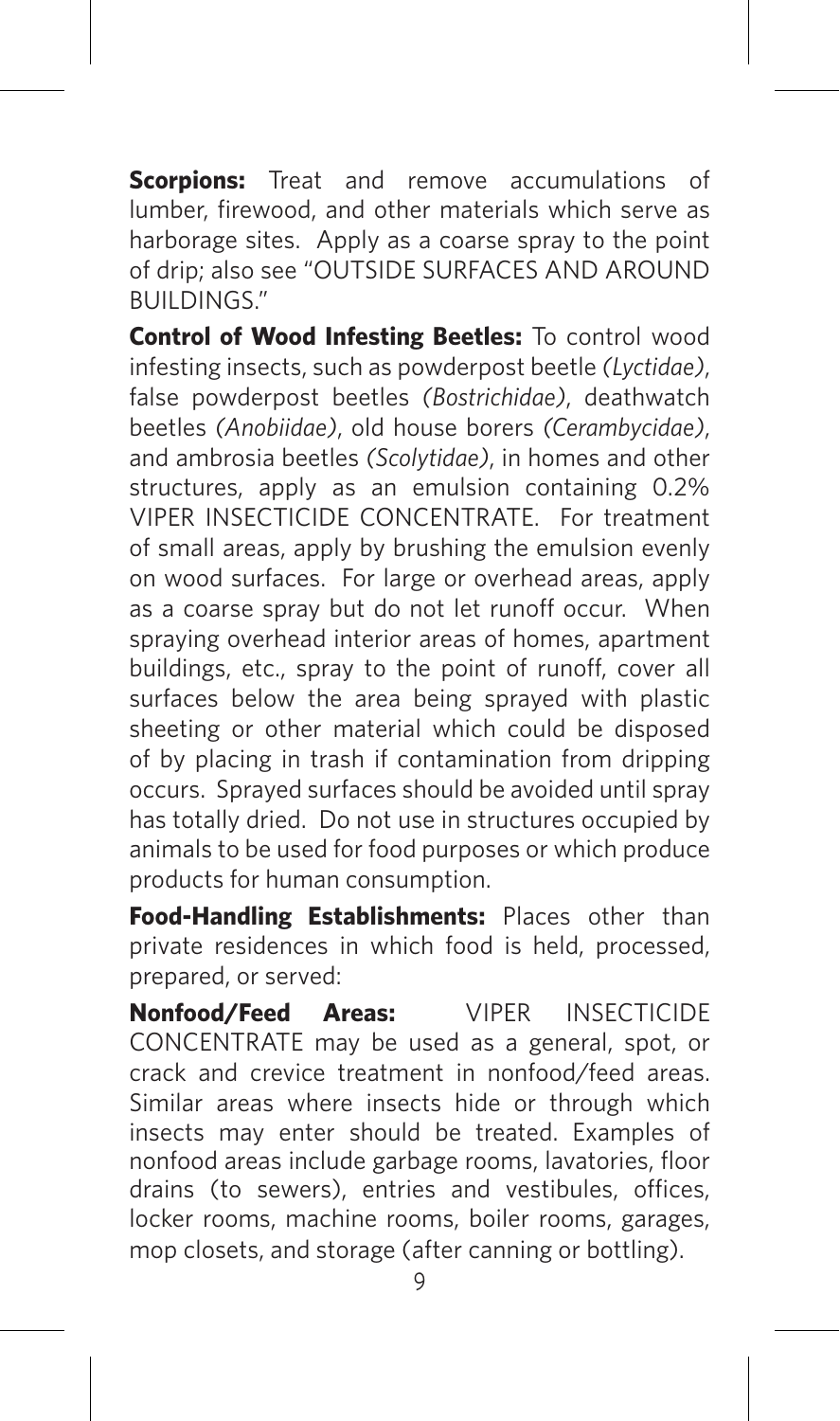**Scorpions:** Treat and remove accumulations of lumber, firewood, and other materials which serve as harborage sites. Apply as a coarse spray to the point of drip; also see "OUTSIDE SURFACES AND AROUND BUILDINGS."

**Control of Wood Infesting Beetles:** To control wood infesting insects, such as powderpost beetle *(Lyctidae)*, false powderpost beetles *(Bostrichidae)*, deathwatch beetles *(Anobiidae)*, old house borers *(Cerambycidae)*, and ambrosia beetles *(Scolytidae)*, in homes and other structures, apply as an emulsion containing 0.2% VIPER INSECTICIDE CONCENTRATE. For treatment of small areas, apply by brushing the emulsion evenly on wood surfaces. For large or overhead areas, apply as a coarse spray but do not let runoff occur. When spraying overhead interior areas of homes, apartment buildings, etc., spray to the point of runoff, cover all surfaces below the area being sprayed with plastic sheeting or other material which could be disposed of by placing in trash if contamination from dripping occurs. Sprayed surfaces should be avoided until spray has totally dried. Do not use in structures occupied by animals to be used for food purposes or which produce products for human consumption.

**Food-Handling Establishments:** Places other than private residences in which food is held, processed, prepared, or served:

**Nonfood/Feed Areas:** VIPER INSECTICIDE CONCENTRATE may be used as a general, spot, or crack and crevice treatment in nonfood/feed areas. Similar areas where insects hide or through which insects may enter should be treated. Examples of nonfood areas include garbage rooms, lavatories, floor drains (to sewers), entries and vestibules, offices, locker rooms, machine rooms, boiler rooms, garages, mop closets, and storage (after canning or bottling).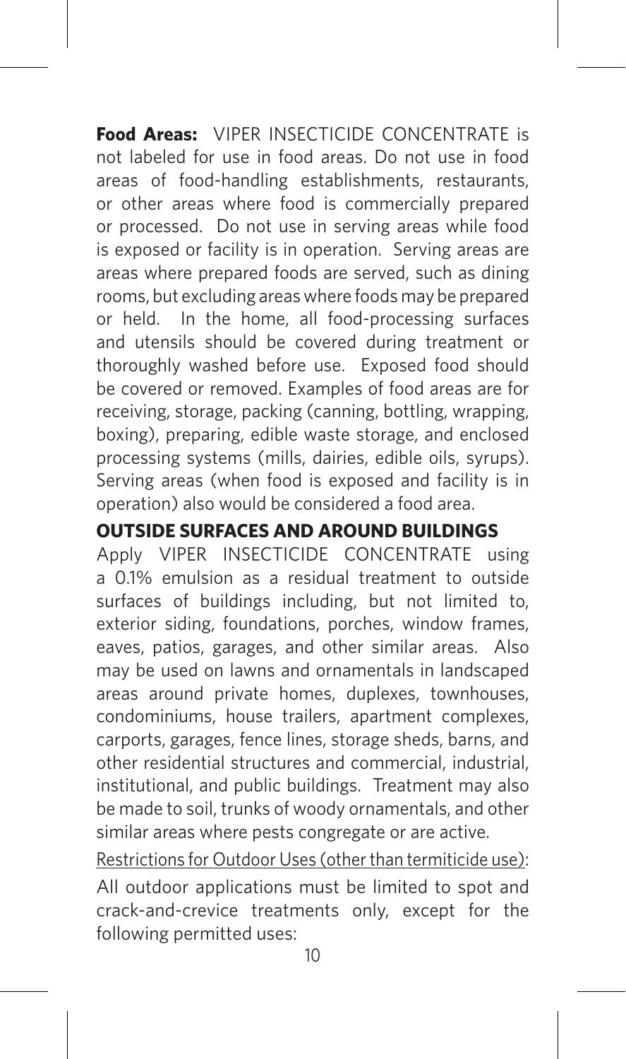**Food Areas:** VIPER INSECTICIDE CONCENTRATE is not labeled for use in food areas. Do not use in food areas of food-handling establishments, restaurants, or other areas where food is commercially prepared or processed. Do not use in serving areas while food is exposed or facility is in operation. Serving areas are areas where prepared foods are served, such as dining rooms, but excluding areas where foods may be prepared or held. In the home, all food-processing surfaces and utensils should be covered during treatment or thoroughly washed before use. Exposed food should be covered or removed. Examples of food areas are for receiving, storage, packing (canning, bottling, wrapping, boxing), preparing, edible waste storage, and enclosed processing systems (mills, dairies, edible oils, syrups). Serving areas (when food is exposed and facility is in operation) also would be considered a food area.

## OUTSIDE SURFACES AND AROUND BUILDINGS

Apply VIPER INSECTICIDE CONCENTRATE using a 0.1% emulsion as a residual treatment to outside surfaces of buildings including, but not limited to, exterior siding, foundations, porches, window frames, eaves, patios, garages, and other similar areas. Also may be used on lawns and ornamentals in landscaped areas around private homes, duplexes, townhouses, condominiums, house trailers, apartment complexes, carports, garages, fence lines, storage sheds, barns, and other residential structures and commercial, industrial, institutional, and public buildings. Treatment may also be made to soil, trunks of woody ornamentals, and other similar areas where pests congregate or are active.

Restrictions for Outdoor Uses (other than termiticide use):

All outdoor applications must be limited to spot and crack-and-crevice treatments only, except for the following permitted uses: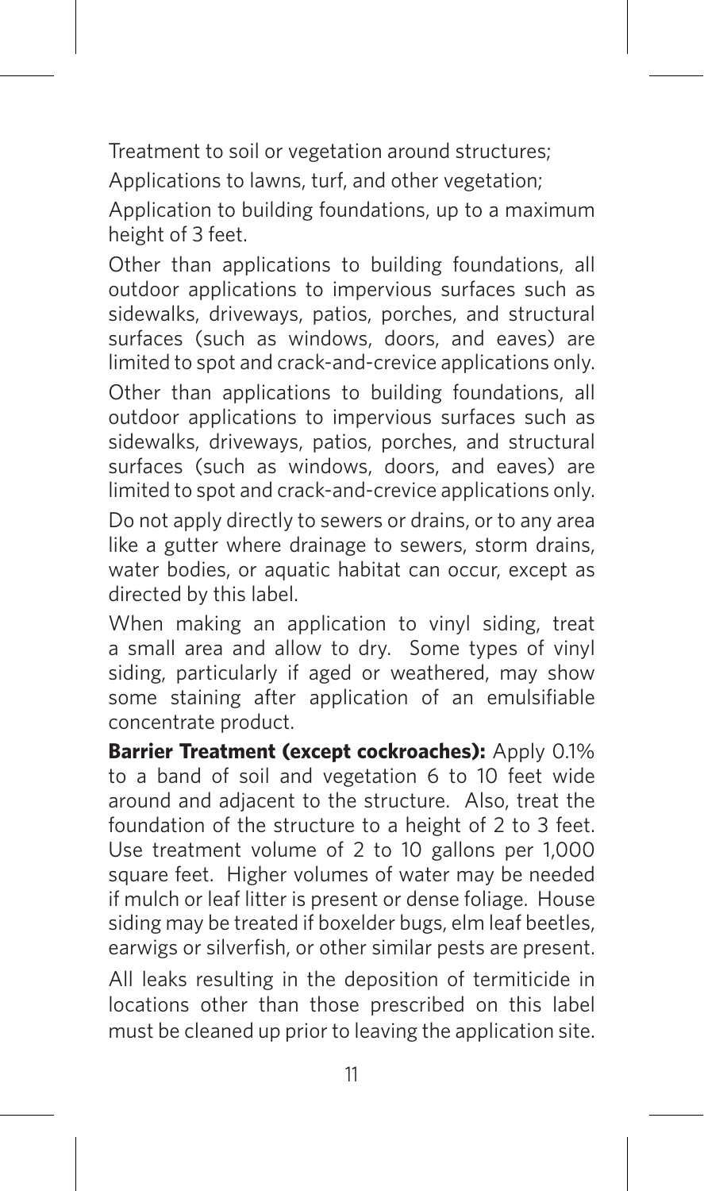Treatment to soil or vegetation around structures;

Applications to lawns, turf, and other vegetation;

Application to building foundations, up to a maximum height of 3 feet.

Other than applications to building foundations, all outdoor applications to impervious surfaces such as sidewalks, driveways, patios, porches, and structural surfaces (such as windows, doors, and eaves) are limited to spot and crack-and-crevice applications only.

Other than applications to building foundations, all outdoor applications to impervious surfaces such as sidewalks, driveways, patios, porches, and structural surfaces (such as windows, doors, and eaves) are limited to spot and crack-and-crevice applications only.

Do not apply directly to sewers or drains, or to any area like a gutter where drainage to sewers, storm drains, water bodies, or aquatic habitat can occur, except as directed by this label.

When making an application to vinyl siding, treat a small area and allow to dry. Some types of vinyl siding, particularly if aged or weathered, may show some staining after application of an emulsifiable concentrate product.

**Barrier Treatment (except cockroaches):** Apply 0.1% to a band of soil and vegetation 6 to 10 feet wide around and adjacent to the structure. Also, treat the foundation of the structure to a height of 2 to 3 feet. Use treatment volume of 2 to 10 gallons per 1,000 square feet. Higher volumes of water may be needed if mulch or leaf litter is present or dense foliage. House siding may be treated if boxelder bugs, elm leaf beetles, earwigs or silverfish, or other similar pests are present.

All leaks resulting in the deposition of termiticide in locations other than those prescribed on this label must be cleaned up prior to leaving the application site.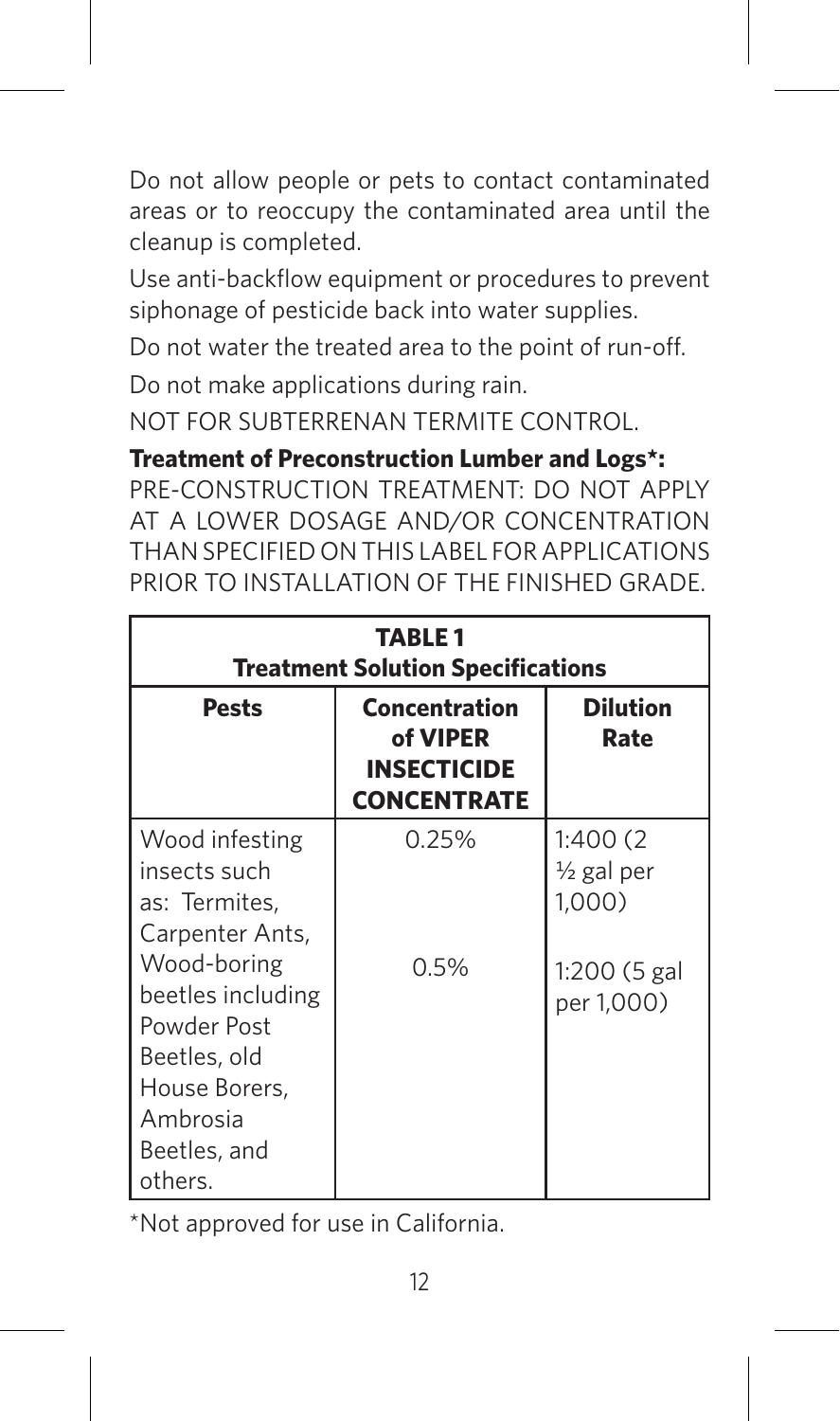Do not allow people or pets to contact contaminated areas or to reoccupy the contaminated area until the cleanup is completed.

Use anti-backflow equipment or procedures to prevent siphonage of pesticide back into water supplies.

Do not water the treated area to the point of run-off.

Do not make applications during rain.

NOT FOR SUBTERRENAN TERMITE CONTROL.

**Treatment of Preconstruction Lumber and Logs*:**
PRE-CONSTRUCTION TREATMENT: DO NOT APPLY AT A LOWER DOSAGE AND/OR CONCENTRATION THAN SPECIFIED ON THIS LABEL FOR APPLICATIONS PRIOR TO INSTALLATION OF THE FINISHED GRADE.

**TABLE 1**
**Treatment Solution Specifications**

| Pests | Concentration of VIPER INSECTICIDE CONCENTRATE | Dilution Rate |
|---|---|---|
| Wood infesting insects such as: Termites, Carpenter Ants, Wood-boring beetles including Powder Post Beetles, old House Borers, Ambrosia Beetles, and others. | 0.25%<br><br>0.5% | 1:400 (2 ½ gal per 1,000)<br><br>1:200 (5 gal per 1,000) |

*Not approved for use in California.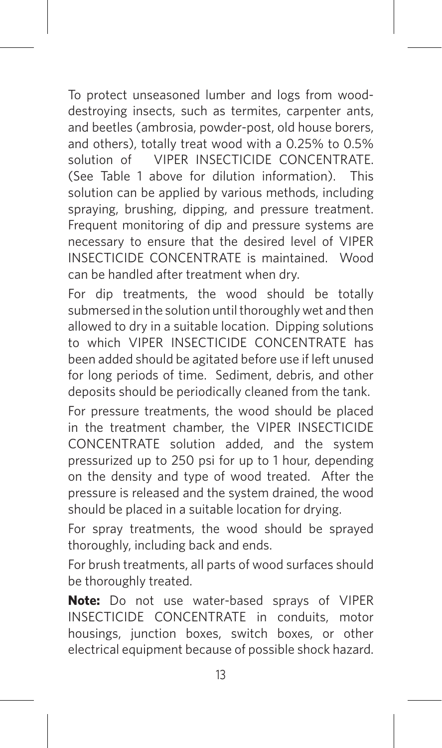To protect unseasoned lumber and logs from wood-destroying insects, such as termites, carpenter ants, and beetles (ambrosia, powder-post, old house borers, and others), totally treat wood with a 0.25% to 0.5% solution of VIPER INSECTICIDE CONCENTRATE. (See Table 1 above for dilution information). This solution can be applied by various methods, including spraying, brushing, dipping, and pressure treatment. Frequent monitoring of dip and pressure systems are necessary to ensure that the desired level of VIPER INSECTICIDE CONCENTRATE is maintained. Wood can be handled after treatment when dry.

For dip treatments, the wood should be totally submersed in the solution until thoroughly wet and then allowed to dry in a suitable location. Dipping solutions to which VIPER INSECTICIDE CONCENTRATE has been added should be agitated before use if left unused for long periods of time. Sediment, debris, and other deposits should be periodically cleaned from the tank.

For pressure treatments, the wood should be placed in the treatment chamber, the VIPER INSECTICIDE CONCENTRATE solution added, and the system pressurized up to 250 psi for up to 1 hour, depending on the density and type of wood treated. After the pressure is released and the system drained, the wood should be placed in a suitable location for drying.

For spray treatments, the wood should be sprayed thoroughly, including back and ends.

For brush treatments, all parts of wood surfaces should be thoroughly treated.

**Note:** Do not use water-based sprays of VIPER INSECTICIDE CONCENTRATE in conduits, motor housings, junction boxes, switch boxes, or other electrical equipment because of possible shock hazard.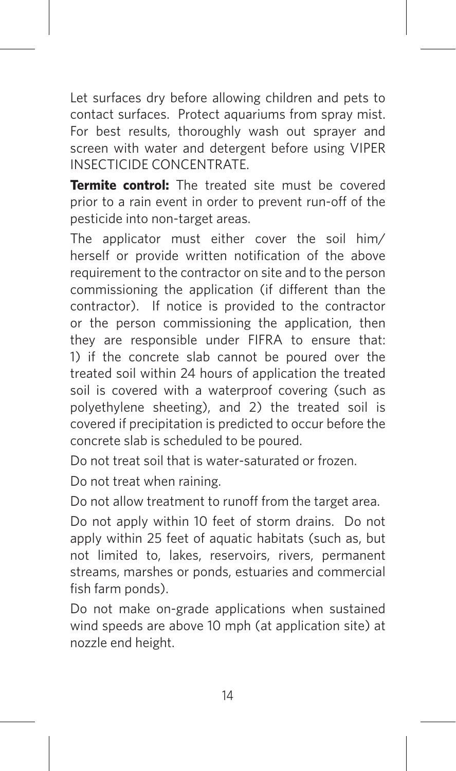Let surfaces dry before allowing children and pets to contact surfaces. Protect aquariums from spray mist. For best results, thoroughly wash out sprayer and screen with water and detergent before using VIPER INSECTICIDE CONCENTRATE.

**Termite control:** The treated site must be covered prior to a rain event in order to prevent run-off of the pesticide into non-target areas.

The applicator must either cover the soil him/herself or provide written notification of the above requirement to the contractor on site and to the person commissioning the application (if different than the contractor). If notice is provided to the contractor or the person commissioning the application, then they are responsible under FIFRA to ensure that: 1) if the concrete slab cannot be poured over the treated soil within 24 hours of application the treated soil is covered with a waterproof covering (such as polyethylene sheeting), and 2) the treated soil is covered if precipitation is predicted to occur before the concrete slab is scheduled to be poured.

Do not treat soil that is water-saturated or frozen.

Do not treat when raining.

Do not allow treatment to runoff from the target area.

Do not apply within 10 feet of storm drains. Do not apply within 25 feet of aquatic habitats (such as, but not limited to, lakes, reservoirs, rivers, permanent streams, marshes or ponds, estuaries and commercial fish farm ponds).

Do not make on-grade applications when sustained wind speeds are above 10 mph (at application site) at nozzle end height.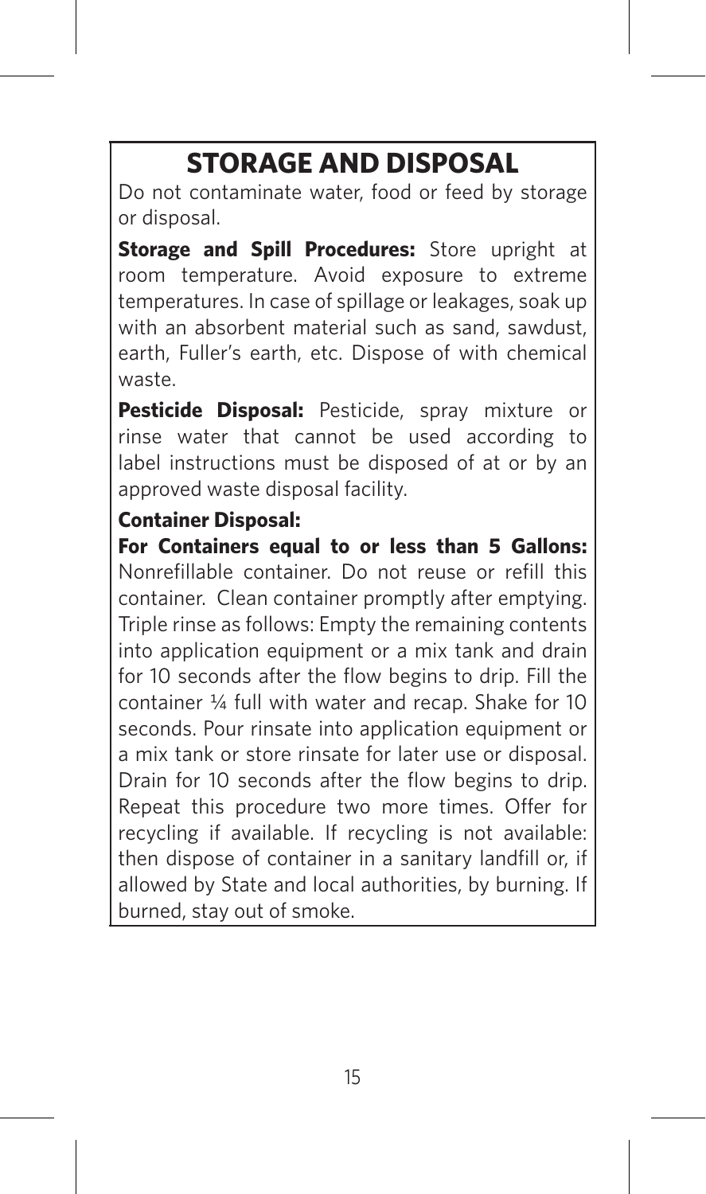# STORAGE AND DISPOSAL

Do not contaminate water, food or feed by storage or disposal.

**Storage and Spill Procedures:** Store upright at room temperature. Avoid exposure to extreme temperatures. In case of spillage or leakages, soak up with an absorbent material such as sand, sawdust, earth, Fuller's earth, etc. Dispose of with chemical waste.

**Pesticide Disposal:** Pesticide, spray mixture or rinse water that cannot be used according to label instructions must be disposed of at or by an approved waste disposal facility.

**Container Disposal:**

**For Containers equal to or less than 5 Gallons:** Nonrefillable container. Do not reuse or refill this container. Clean container promptly after emptying. Triple rinse as follows: Empty the remaining contents into application equipment or a mix tank and drain for 10 seconds after the flow begins to drip. Fill the container ¼ full with water and recap. Shake for 10 seconds. Pour rinsate into application equipment or a mix tank or store rinsate for later use or disposal. Drain for 10 seconds after the flow begins to drip. Repeat this procedure two more times. Offer for recycling if available. If recycling is not available: then dispose of container in a sanitary landfill or, if allowed by State and local authorities, by burning. If burned, stay out of smoke.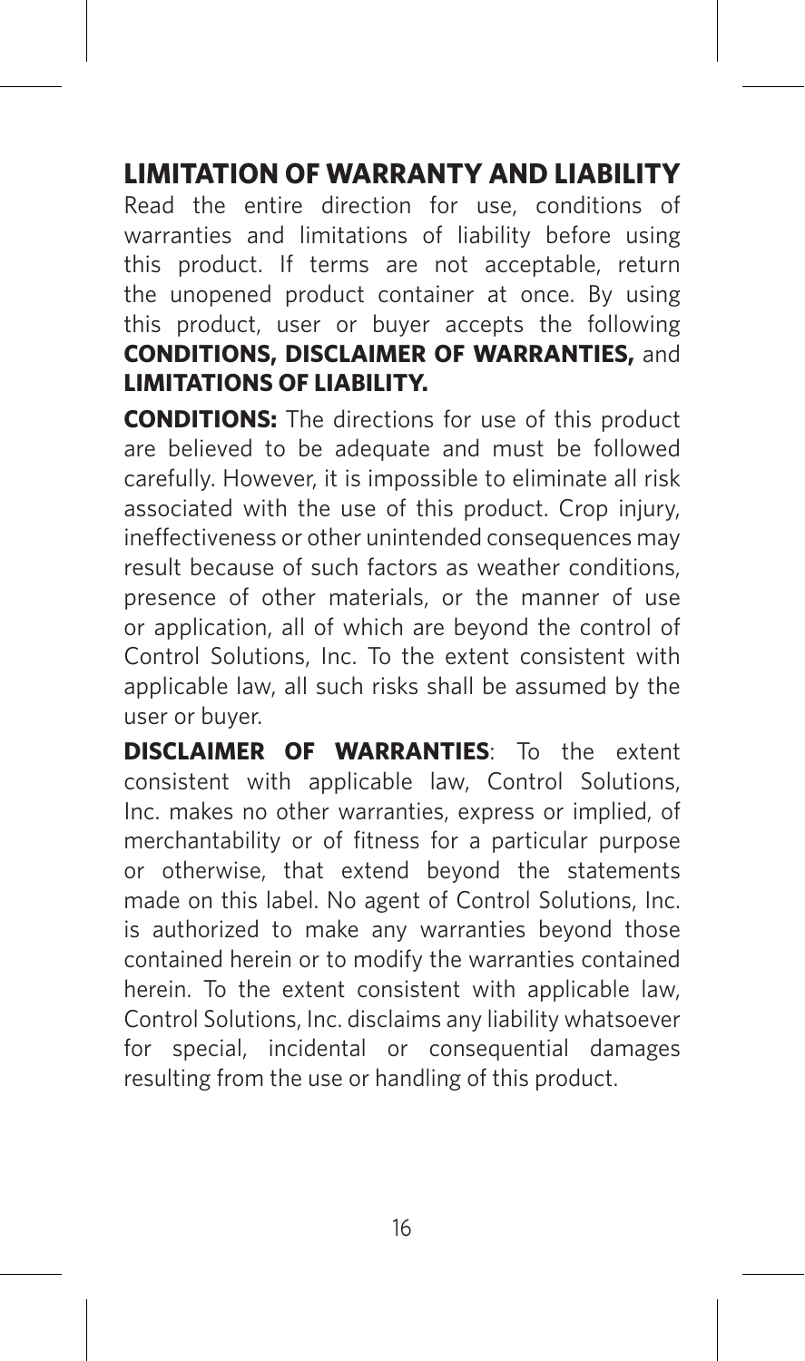## LIMITATION OF WARRANTY AND LIABILITY

Read the entire direction for use, conditions of warranties and limitations of liability before using this product. If terms are not acceptable, return the unopened product container at once. By using this product, user or buyer accepts the following **CONDITIONS, DISCLAIMER OF WARRANTIES,** and **LIMITATIONS OF LIABILITY.**

**CONDITIONS:** The directions for use of this product are believed to be adequate and must be followed carefully. However, it is impossible to eliminate all risk associated with the use of this product. Crop injury, ineffectiveness or other unintended consequences may result because of such factors as weather conditions, presence of other materials, or the manner of use or application, all of which are beyond the control of Control Solutions, Inc. To the extent consistent with applicable law, all such risks shall be assumed by the user or buyer.

**DISCLAIMER OF WARRANTIES**: To the extent consistent with applicable law, Control Solutions, Inc. makes no other warranties, express or implied, of merchantability or of fitness for a particular purpose or otherwise, that extend beyond the statements made on this label. No agent of Control Solutions, Inc. is authorized to make any warranties beyond those contained herein or to modify the warranties contained herein. To the extent consistent with applicable law, Control Solutions, Inc. disclaims any liability whatsoever for special, incidental or consequential damages resulting from the use or handling of this product.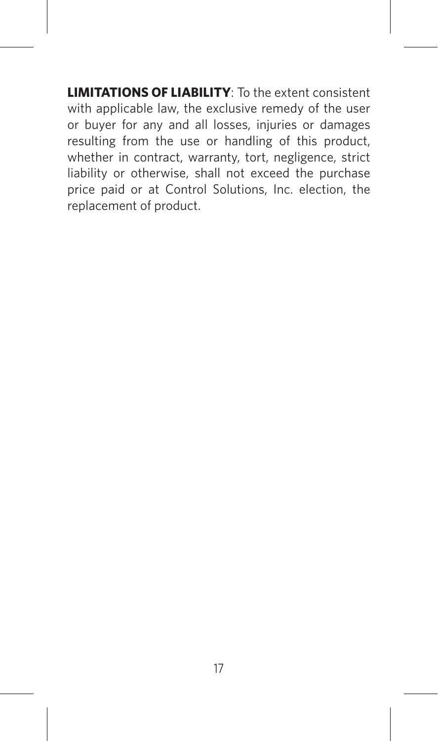**LIMITATIONS OF LIABILITY**: To the extent consistent with applicable law, the exclusive remedy of the user or buyer for any and all losses, injuries or damages resulting from the use or handling of this product, whether in contract, warranty, tort, negligence, strict liability or otherwise, shall not exceed the purchase price paid or at Control Solutions, Inc. election, the replacement of product.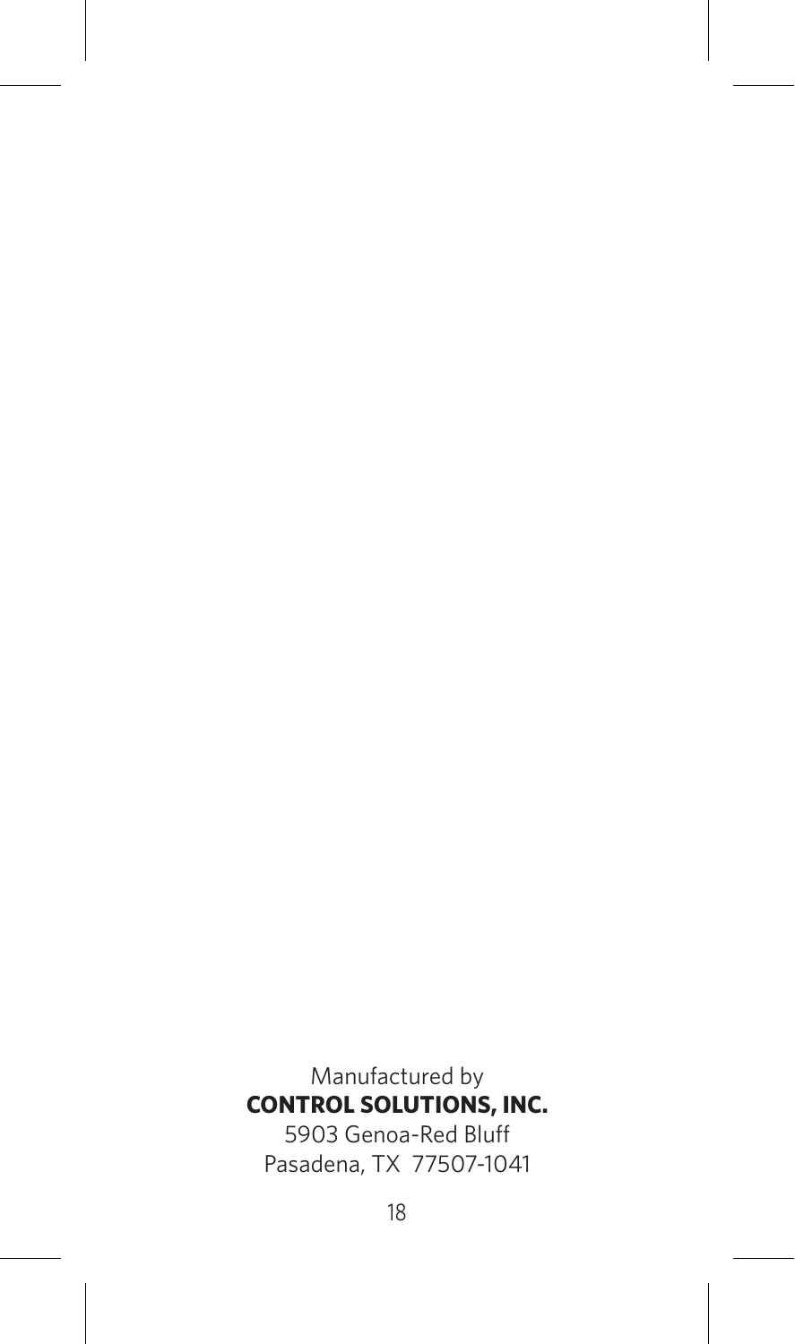Manufactured by
**CONTROL SOLUTIONS, INC.**
5903 Genoa-Red Bluff
Pasadena, TX 77507-1041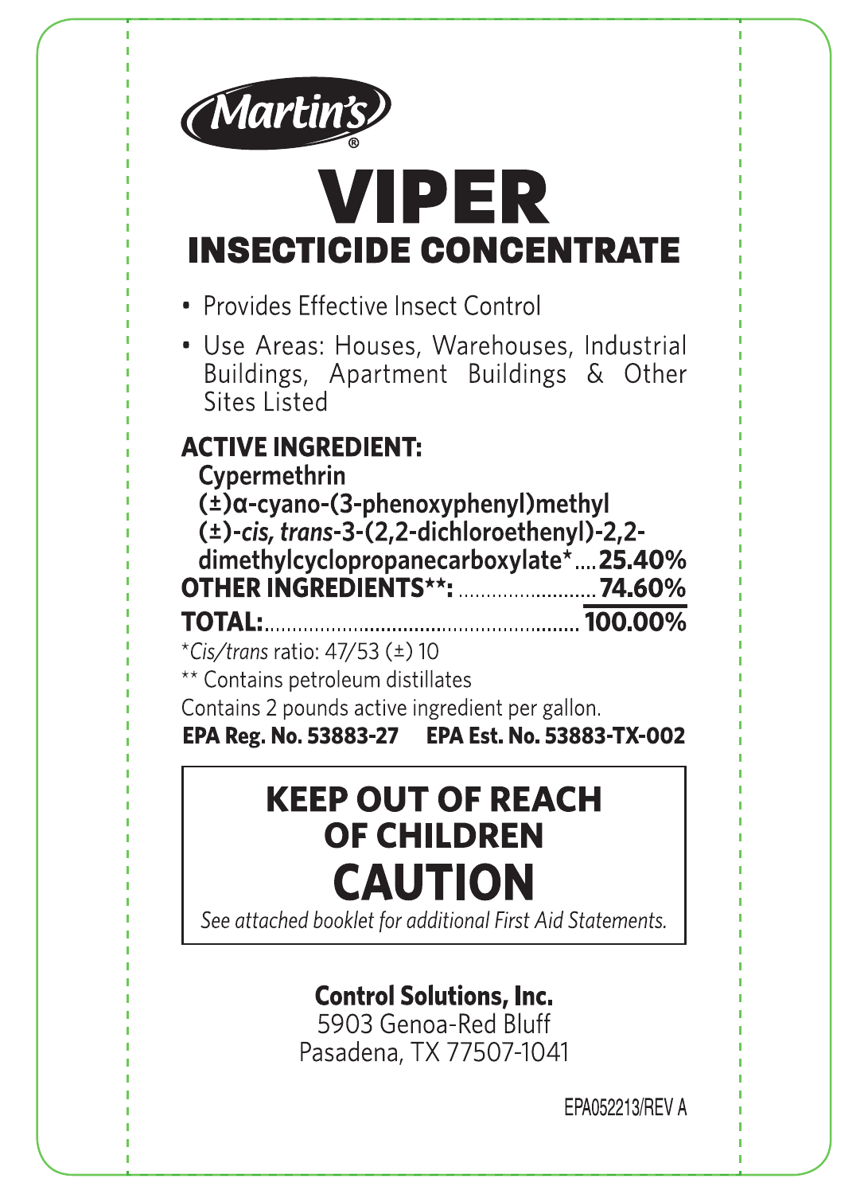Martin's®

# VIPER

## INSECTICIDE CONCENTRATE

- Provides Effective Insect Control
- Use Areas: Houses, Warehouses, Industrial Buildings, Apartment Buildings & Other Sites Listed

**ACTIVE INGREDIENT:**

| | |
|---|---|
| **Cypermethrin (±)α-cyano-(3-phenoxyphenyl)methyl (±)-*cis, trans*-3-(2,2-dichloroethenyl)-2,2-dimethylcyclopropanecarboxylate*** | **25.40%** |
| **OTHER INGREDIENTS**:** | **74.60%** |
| **TOTAL:** | **100.00%** |

**Cis/trans* ratio: 47/53 (±) 10

** Contains petroleum distillates

Contains 2 pounds active ingredient per gallon.

**EPA Reg. No. 53883-27** **EPA Est. No. 53883-TX-002**

## KEEP OUT OF REACH OF CHILDREN

# CAUTION

*See attached booklet for additional First Aid Statements.*

**Control Solutions, Inc.**
5903 Genoa-Red Bluff
Pasadena, TX 77507-1041

EPA052213/REV A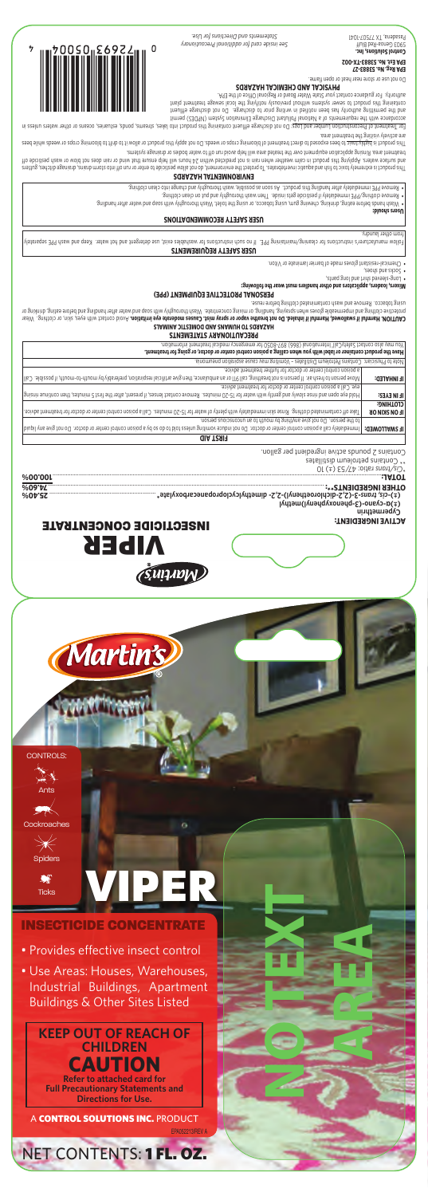Martin's

# VIPER

## INSECTICIDE CONCENTRATE

**ACTIVE INGREDIENT:**
**Cypermethrin**
**(±)-α-cyano-(3-phenoxyphenyl)methyl (±)-cis, trans-3-(2,2-dichloroethenyl)-2,2-dimethylcyclopropanecarboxylate*** ..... **25.40%**
**OTHER INGREDIENTS**:** ..... **74.60%**
**TOTAL:** ..... **100.00%**

*Cis/trans ratio: 47/53 (±) 10
** Contains petroleum distillates

Contains 2 pounds active ingredient per gallon.

| FIRST AID | |
|---|---|
| **IF SWALLOWED:** | Immediately call a poison control center or doctor. Do not induce vomiting unless told to do so by a poison control center or doctor. Do not give any liquid to the person. Do not give anything by mouth to an unconscious person. |
| **IF ON SKIN OR CLOTHING:** | Take off contaminated clothing. Rinse skin immediately with plenty of water for 15-20 minutes. Call a poison control center or doctor for treatment advice. |
| **IF IN EYES:** | Hold eye open and rinse slowly and gently with water for 15-20 minutes. Remove contact lenses, if present, after the first 5 minutes, then continue rinsing eye. Call a poison control center or doctor for treatment advice. |
| **IF INHALED:** | Move person to fresh air. If person is not breathing, call 911 or an ambulance, then give artificial respiration, preferably by mouth-to-mouth, if possible. Call a poison control center or doctor for further treatment advice. |
| Note to Physician: Contains Petroleum Distillates – Vomiting may cause aspiration pneumonia. | |
| **Have the product container or label with you when calling a poison control center or doctor, or going for treatment.** | |
| You may also contact SafetyCall International (866) 897-8050 for emergency medical treatment information. | |

### PRECAUTIONARY STATEMENTS

#### HAZARDS TO HUMANS AND DOMESTIC ANIMALS

**CAUTION. Harmful if swallowed. Harmful if inhaled. Do not breathe vapor or spray mist. Causes moderate eye irritation.** Avoid contact with eyes, skin, or clothing. Wear protective clothing and impermeable gloves when spraying, handling, or mixing concentrate. Wash thoroughly with soap and water after handling and before eating, drinking or using tobacco. Remove and wash contaminated clothing before reuse.

#### PERSONAL PROTECTIVE EQUIPMENT (PPE)

**Mixers, loaders, applicators and other handlers must wear the following:**

- Long-sleeved shirt and long pants.
- Socks and shoes.
- Chemical-resistant gloves made of barrier laminate or Viton.

#### USER SAFETY REQUIREMENTS

Follow manufacturer's instructions for cleaning/maintaining PPE. If no such instructions for washables exist, use detergent and hot water. Keep and wash PPE separately from other laundry.

#### USER SAFETY RECOMMENDATIONS

**Users should:**

- Wash hands before eating, drinking, chewing gum, using tobacco, or using the toilet. Wash thoroughly with soap and water after handling.
- Remove clothing/PPE immediately if pesticide gets inside. Then wash thoroughly and put on clean clothing.
- Remove PPE immediately after handling this product. As soon as possible, wash thoroughly and change into clean clothing.

#### ENVIRONMENTAL HAZARDS

This product is extremely toxic to fish and aquatic invertebrates. To protect the environment, do not allow pesticide to enter or run off into storm drains, drainage ditches, gutters and surface waters. Applying this product in calm weather when rain is not predicted within 24 hours will help ensure that wind or rain does not blow or wash pesticide off the treatment area. Rinsing application equipment over the treated area will help avoid run off to water bodies or drainage systems.

This product is highly toxic to bees exposed to direct treatment of blooming crops or weeds. Do not apply this product or allow it to drift to blooming crops or weeds while bees are actively visiting the treatment area.

For Treatment of Preconstruction Lumber and Logs: Do not discharge effluent containing this product into lakes, streams, ponds, estuaries, oceans or other waters unless in accordance with the requirements of a National Pollutant Discharge Elimination System (NPDES) permit and the permitting authority has been notified in writing prior to discharge. Do not discharge effluent containing this product to sewer systems without previously notifying the local sewage treatment plant authority. For guidance contact your State Water Board or Regional Office of the EPA.

#### PHYSICAL AND CHEMICAL HAZARDS

Do not use or store near heat or open flame.

**EPA Reg. No. 53883-27**
**EPA Est. No. 53883-TX-002**
**Control Solutions, Inc.**
5903 Genoa-Red Bluff
Pasadena, TX 77507-1041

*See inside card for additional Precautionary Statements and Directions for Use.*

---

Martin's

CONTROLS:
- Ants
- Cockroaches
- Spiders
- Ticks

# VIPER

## INSECTICIDE CONCENTRATE

- Provides effective insect control
- Use Areas: Houses, Warehouses, Industrial Buildings, Apartment Buildings & Other Sites Listed

**KEEP OUT OF REACH OF CHILDREN**

**CAUTION**

**Refer to attached card for Full Precautionary Statements and Directions for Use.**

A **CONTROL SOLUTIONS INC.** PRODUCT

EPA052219REV A

NET CONTENTS: **1 FL. OZ.**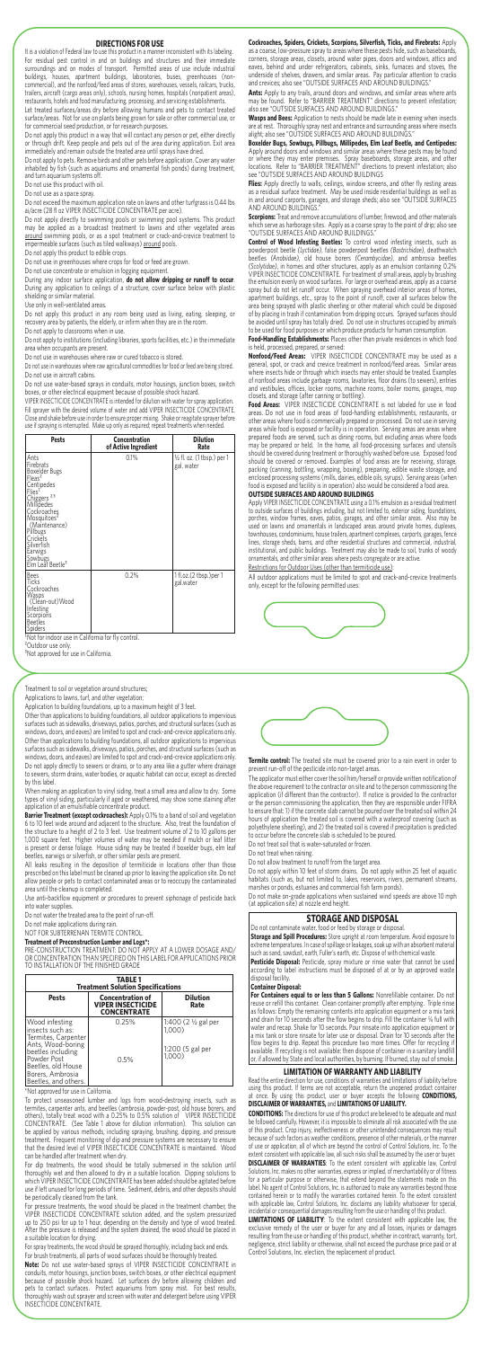## DIRECTIONS FOR USE

It is a violation of Federal law to use this product in a manner inconsistent with its labeling. For residual pest control in and on buildings and structures and their immediate surroundings and on modes of transport. Permitted areas of use include industrial buildings, houses, apartment buildings, laboratories, buses, greenhouses (non-commercial), and the nonfood/feed areas of stores, warehouses, vessels, railcars, trucks, trailers, aircraft (cargo areas only), schools, nursing homes, hospitals (nonpatient areas), restaurants, hotels and food manufacturing, processing, and servicing establishments.

Let treated surfaces/areas dry before allowing humans and pets to contact treated surface/areas. Not for use on plants being grown for sale or other commercial use, or for commercial seed production, or for research purposes.

Do not apply this product in a way that will contact any person or pet, either directly or through drift. Keep people and pets out of the area during application. Exit area immediately and remain outside the treated area until sprays have dried.

Do not apply to pets. Remove birds and other pets before application. Cover any water inhabited by fish (such as aquariums and ornamental fish ponds) during treatment, and turn aquarium systems off.

Do not use this product with oil.

Do not use as a space spray.

Do not exceed the maximum application rate on lawns and other turfgrass is 0.44 lbs ai/acre (28 fl oz VIPER INSECTICIDE CONCENTRATE per acre).

Do not apply directly to swimming pools or swimming pool systems. This product may be applied as a broadcast treatment to lawns and other vegetated areas around swimming pools, or as a spot treatment or crack-and-crevice treatment to impermeable surfaces (such as tiled walkways) around pools.

Do not apply this product to edible crops.

Do not use in greenhouses where crops for food or feed are grown.

Do not use concentrate or emulsion in fogging equipment.

During any indoor surface application, **do not allow dripping or runoff to occur**. During any application to ceilings of a structure, cover surface below with plastic shielding or similar material.

Use only in well-ventilated areas.

Do not apply this product in any room being used as living, eating, sleeping, or recovery area by patients, the elderly, or infirm when they are in the room.

Do not apply to classrooms when in use.

Do not apply to institutions (including libraries, sports facilities, etc.) in the immediate area when occupants are present.

Do not use in warehouses where raw or cured tobacco is stored.

Do not use in warehouses where raw agricultural commodities for food or feed are being stored.

Do not use in aircraft cabins.

Do not use water-based sprays in conduits, motor housings, junction boxes, switch boxes, or other electrical equipment because of possible shock hazard.

VIPER INSECTICIDE CONCENTRATE is intended for dilution with water for spray application. Fill sprayer with the desired volume of water and add VIPER INSECTICIDE CONCENTRATE. Close and shake before use in order to ensure proper mixing. Shake or reagitate sprayer before use if spraying is interrupted. Make up only as required; repeat treatments when needed.

| Pests | Concentration of Active Ingredient | Dilution Rate |
|---|---|---|
| Ants<br>Firebrats<br>Boxelder Bugs<br>Fleas[2]<br>Centipedes<br>Flies[1]<br>Chiggers [2,3]<br>Millipedes<br>Cockroaches<br>Mosquitoes[1]<br>(Maintenance)<br>Pillbugs<br>Crickets<br>Silverfish<br>Earwigs<br>Sowbugs<br>Elm Leaf Beetle[3] | 0.1% | ½ fl. oz. (1 tbsp.) per 1 gal. water |
| Bees<br>Ticks<br>Cockroaches<br>Wasps<br>(Clean-out)Wood<br>Infesting<br>Scorpions<br>Beetles<br>Spiders | 0.2% | 1 fl.oz.(2 tbsp.)per 1 gal water |

[1]Not for indoor use in California for fly control.
[2]Outdoor use only.
[3]Not approved for use in California.

Treatment to soil or vegetation around structures;

Applications to lawns, turf, and other vegetation;

Application to building foundations, up to a maximum height of 3 feet.

Other than applications to building foundations, all outdoor applications to impervious surfaces such as sidewalks, driveways, patios, porches, and structural surfaces (such as windows, doors, and eaves) are limited to spot and crack-and-crevice applications only. Other than applications to building foundations, all outdoor applications to impervious surfaces such as sidewalks, driveways, patios, porches, and structural surfaces (such as windows, doors, and eaves) are limited to spot and crack-and-crevice applications only. Do not apply directly to sewers or drains, or to any area like a gutter where drainage to sewers, storm drains, water bodies, or aquatic habitat can occur, except as directed by this label.

When making an application to vinyl siding, treat a small area and allow to dry. Some types of vinyl siding, particularly if aged or weathered, may show some staining after application of an emulsifiable concentrate product.

**Barrier Treatment (except cockroaches):** Apply 0.1% to a band of soil and vegetation 6 to 10 feet wide around and adjacent to the structure. Also, treat the foundation of the structure to a height of 2 to 3 feet. Use treatment volume of 2 to 10 gallons per 1,000 square feet. Higher volumes of water may be needed if mulch or leaf litter is present or dense foliage. House siding may be treated if boxelder bugs, elm leaf beetles, earwigs or silverfish, or other similar pests are present.

All leaks resulting in the deposition of termiticide in locations other than those prescribed on this label must be cleaned up prior to leaving the application site. Do not allow people or pets to contact contaminated areas or to reoccupy the contaminated area until the cleanup is completed.

Use anti-backflow equipment or procedures to prevent siphonage of pesticide back into water supplies.

Do not water the treated area to the point of run-off.

Do not make applications during rain.

NOT FOR SUBTERRANEAN TERMITE CONTROL.

**Treatment of Preconstruction Lumber and Logs\*:**
PRE-CONSTRUCTION TREATMENT: DO NOT APPLY AT A LOWER DOSAGE AND/OR CONCENTRATION THAN SPECIFIED ON THIS LABEL FOR APPLICATIONS PRIOR TO INSTALLATION OF THE FINISHED GRADE.

**TABLE 1**
**Treatment Solution Specifications**

| Pests | Concentration of VIPER INSECTICIDE CONCENTRATE | Dilution Rate |
|---|---|---|
| Wood infesting insects such as: Termites, Carpenter Ants, Wood-boring | 0.25% | 1:400 (2 ½ gal per 1,000) |
| beetles including Powder Post Beetles, Old House Borers, Ambrosia Beetles, and others.\* | 0.5% | 1:200 (5 gal per 1,000) |

\*Not approved for use in California.

To protect unseasoned lumber and logs from wood-destroying insects, such as termites, carpenter ants, and beetles (ambrosia, powder-post, old house borers, and others), totally treat wood with a 0.25% to 0.5% solution of VIPER INSECTICIDE CONCENTRATE. (See Table 1 above for dilution information). This solution can be applied by various methods, including spraying, brushing, dipping, and pressure treatment. Frequent monitoring of dip and pressure systems are necessary to ensure that the desired level of VIPER INSECTICIDE CONCENTRATE is maintained. Wood can be handled after treatment when dry.

For dip treatments, the wood should be totally submersed in the solution until thoroughly wet and then allowed to dry in a suitable location. Dipping solutions to which VIPER INSECTICIDE CONCENTRATE has been added should be agitated before use if left unused for long periods of time. Sediment, debris, and other deposits should be periodically cleaned from the tank.

For pressure treatments, the wood should be placed in the treatment chamber, the VIPER INSECTICIDE CONCENTRATE solution added, and the system pressurized up to 250 psi for up to 1 hour, depending on the density and type of wood treated. After the pressure is released and the system drained, the wood should be placed in a suitable location for drying.

For spray treatments, the wood should be sprayed thoroughly, including back and ends.

For brush treatments, all parts of wood surfaces should be thoroughly treated.

**Note:** Do not use water-based sprays of VIPER INSECTICIDE CONCENTRATE in conduits, motor housings, junction boxes, switch boxes, or other electrical equipment because of possible shock hazard. Let surfaces dry before allowing children and pets to contact surfaces. Protect aquariums from spray mist. For best results, thoroughly wash out sprayer and screen with water and detergent before using VIPER INSECTICIDE CONCENTRATE.

**Cockroaches, Spiders, Crickets, Scorpions, Silverfish, Ticks, and Firebrats:** Apply as a coarse, low-pressure spray to areas where these pests hide, such as baseboards, corners, storage areas, closets, around water pipes, doors and windows, attics and eaves, behind and under refrigerators, cabinets, sinks, furnaces and stoves, the underside of shelves, drawers, and similar areas. Pay particular attention to cracks and crevices; also see "OUTSIDE SURFACES AND AROUND BUILDINGS."

**Ants:** Apply to any trails, around doors and windows, and similar areas where ants may be found. Refer to "BARRIER TREATMENT" directions to prevent infestation; also see "OUTSIDE SURFACES AND AROUND BUILDINGS."

**Wasps and Bees:** Application to nests should be made late in evening when insects are at rest. Thoroughly spray nest and entrance and surrounding areas where insects alight; also see "OUTSIDE SURFACES AND AROUND BUILDINGS."

**Boxelder Bugs, Sowbugs, Pillbugs, Millipedes, Elm Leaf Beetle, and Centipedes:** Apply around doors and windows and similar areas where these pests may be found or where they may enter premises. Spray baseboards, storage areas, and other locations. Refer to "BARRIER TREATMENT" directions to prevent infestation; also see "OUTSIDE SURFACES AND AROUND BUILDINGS."

**Flies:** Apply directly to walls, ceilings, window screens, and other fly resting areas as a residual surface treatment. May be used inside residential buildings as well as in and around carports, garages, and storage sheds; also see "OUTSIDE SURFACES AND AROUND BUILDINGS."

**Scorpions:** Treat and remove accumulations of lumber, firewood, and other materials which serve as harborage sites. Apply as a coarse spray to the point of drip; also see "OUTSIDE SURFACES AND AROUND BUILDINGS."

**Control of Wood Infesting Beetles:** To control wood infesting insects, such as powderpost beetle (*Lyctidae*), false powderpost beetles (*Bostrichidae*), deathwatch beetles (*Anobiidae*), old house borers (*Cerambycidae*), and ambrosia beetles (*Scolytidae*), in homes and other structures, apply as an emulsion containing 0.2% VIPER INSECTICIDE CONCENTRATE. For treatment of small areas, apply by brushing the emulsion evenly on wood surfaces. For large or overhead areas, apply as a coarse spray but do not let runoff occur. When spraying overhead interior areas of homes, apartment buildings, etc., spray to the point of runoff; cover all surfaces below the area being sprayed with plastic sheeting or other material which could be disposed of by placing in trash if contamination from dripping occurs. Sprayed surfaces should be avoided until spray has totally dried. Do not use in structures occupied by animals to be used for food purposes or which produce products for human consumption.

**Food-Handling Establishments:** Places other than private residences in which food is held, processed, prepared, or served:

**Nonfood/Feed Areas:** VIPER INSECTICIDE CONCENTRATE may be used as a general, spot, or crack and crevice treatment in nonfood/feed areas. Similar areas where insects hide or through which insects may enter should be treated. Examples of nonfood areas include garbage rooms, lavatories, floor drains (to sewers), entries and vestibules, offices, locker rooms, machine rooms, boiler rooms, garages, mop closets, and storage (after canning or bottling).

**Food Areas:** VIPER INSECTICIDE CONCENTRATE is not labeled for use in food areas. Do not use in food areas of food-handling establishments, restaurants, or other areas where food is commercially prepared or processed. Do not use in serving areas while food is exposed or facility is in operation. Serving areas are areas where prepared foods are served, such as dining rooms, but excluding areas where foods may be prepared or held. In the home, all food-processing surfaces and utensils should be covered during treatment or thoroughly washed before use. Exposed food should be covered or removed. Examples of food areas are for receiving, storage, packing (canning, bottling, wrapping, boxing), preparing, edible waste storage, and enclosed processing systems (mills, dairies, edible oils, syrups). Serving areas (when food is exposed and facility is in operation) also would be considered a food area.

### OUTSIDE SURFACES AND AROUND BUILDINGS

Apply VIPER INSECTICIDE CONCENTRATE using a 0.1% emulsion as a residual treatment to outside surfaces of buildings including, but not limited to, exterior siding, foundations, porches, window frames, eaves, patios, garages, and other similar areas. Also may be used on lawns and ornamentals in landscaped areas around private homes, duplexes, townhouses, condominiums, house trailers, apartment complexes, carports, garages, fence lines, storage sheds, barns, and other residential structures and commercial, industrial, institutional, and public buildings. Treatment may also be made to soil, trunks of woody ornamentals, and other similar areas where pests congregate or are active.

Restrictions for Outdoor Uses (other than termiticide use):

All outdoor applications must be limited to spot and crack-and-crevice treatments only, except for the following permitted uses:

**Termite control:** The treated site must be covered prior to a rain event in order to prevent run-off of the pesticide into non-target areas.

The applicator must either cover the soil him/herself or provide written notification of the above requirement to the contractor on site and to the person commissioning the application (if different than the contractor). If notice is provided to the contractor or the person commissioning the application, then they are responsible under FIFRA to ensure that: 1) if the concrete slab cannot be poured over the treated soil within 24 hours of application the treated soil is covered with a waterproof covering (such as polyethylene sheeting), and 2) the treated soil is covered if precipitation is predicted to occur before the concrete slab is scheduled to be poured.

Do not treat soil that is water-saturated or frozen.

Do not treat when raining.

Do not allow treatment to runoff from the target area.

Do not apply within 10 feet of storm drains. Do not apply within 25 feet of aquatic habitats (such as, but not limited to, lakes, reservoirs, rivers, permanent streams, marshes or ponds, estuaries and commercial fish farm ponds).

Do not make on-grade applications when sustained wind speeds are above 10 mph (at application site) at nozzle end height.

## STORAGE AND DISPOSAL

Do not contaminate water, food or feed by storage or disposal.

**Storage and Spill Procedures:** Store upright at room temperature. Avoid exposure to extreme temperatures. In case of spillage or leakages, soak up with an absorbent material such as sand, sawdust, earth, Fuller's earth, etc. Dispose of with chemical waste.

**Pesticide Disposal:** Pesticide, spray mixture or rinse water that cannot be used according to label instructions must be disposed of at or by an approved waste disposal facility.

**Container Disposal:**

**For Containers equal to or less than 5 Gallons:** Nonrefillable container. Do not reuse or refill this container. Clean container promptly after emptying. Triple rinse as follows: Empty the remaining contents into application equipment or a mix tank and drain for 10 seconds after the flow begins to drip. Fill the container ¼ full with water and recap. Shake for 10 seconds. Pour rinsate into application equipment or a mix tank or store rinsate for later use or disposal. Drain for 10 seconds after the flow begins to drip. Repeat this procedure two more times. Offer for recycling if available. If recycling is not available: then dispose of container in a sanitary landfill or, if allowed by State and local authorities, by burning. If burned, stay out of smoke.

## LIMITATION OF WARRANTY AND LIABILITY

Read the entire direction for use, conditions of warranties and limitations of liability before using this product. If terms are not acceptable, return the unopened product container at once. By using this product, user or buyer accepts the following **CONDITIONS, DISCLAIMER OF WARRANTIES,** and **LIMITATIONS OF LIABILITY.**

**CONDITIONS:** The directions for use of this product are believed to be adequate and must be followed carefully. However, it is impossible to eliminate all risk associated with the use of this product. Crop injury, ineffectiveness or other unintended consequences may result because of such factors as weather conditions, presence of other materials, or the manner of use or application, all of which are beyond the control of Control Solutions, Inc. To the extent consistent with applicable law, all such risks shall be assumed by the user or buyer.

**DISCLAIMER OF WARRANTIES:** To the extent consistent with applicable law, Control Solutions, Inc. makes no other warranties, express or implied, of merchantability or of fitness for a particular purpose or otherwise, that extend beyond the statements made on this label. No agent of Control Solutions, Inc. is authorized to make any warranties beyond those contained herein or to modify the warranties contained herein. To the extent consistent with applicable law, Control Solutions, Inc. disclaims any liability whatsoever for special, incidental or consequential damages resulting from the use or handling of this product.

**LIMITATIONS OF LIABILITY:** To the extent consistent with applicable law, the exclusive remedy of the user or buyer for any and all losses, injuries or damages resulting from the use or handling of this product, whether in contract, warranty, tort, negligence, strict liability or otherwise, shall not exceed the purchase price paid or at Control Solutions, Inc. election, the replacement of product.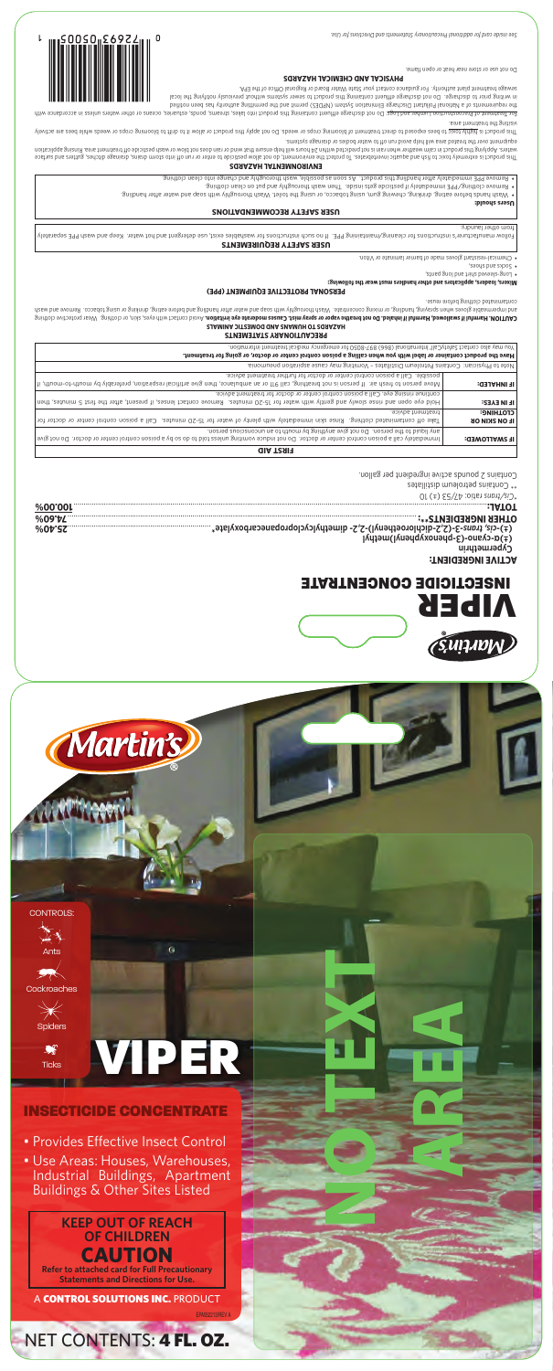CONTROLS:

Ants

Cockroaches

Spiders

Ticks

# VIPER

## INSECTICIDE CONCENTRATE

- Provides Effective Insect Control
- Use Areas: Houses, Warehouses, Industrial Buildings, Apartment Buildings & Other Sites Listed

**KEEP OUT OF REACH OF CHILDREN**

**CAUTION**

**Refer to attached card for Full Precautionary Statements and Directions for Use.**

A **CONTROL SOLUTIONS INC.** PRODUCT

NET CONTENTS: **4 FL. OZ.**

NO TEXT AREA

---

# VIPER

## INSECTICIDE CONCENTRATE

**ACTIVE INGREDIENT:**

**Cypermethrin**
**(±)-α-cyano-(3-phenoxyphenyl)methyl**
**(±)-*cis, trans*-3-(2,2-dichloroethenyl)-2,2-dimethylcyclopropanecarboxylate*** .......... **25.40%**

**OTHER INGREDIENTS\*\*:** .......... **74.60%**

**TOTAL:** .......... **100.00%**

\*Cis/trans ratio: 47/53 (±) 10

\*\* Contains petroleum distillates

Contains 2 pounds active ingredient per gallon.

| FIRST AID | |
|---|---|
| **IF SWALLOWED:** | Immediately call a poison control center or doctor. Do not induce vomiting unless told to do so by a poison control center or doctor. Do not give any liquid to the person. Do not give anything by mouth to an unconscious person. |
| **IF ON SKIN OR CLOTHING:** | Take off contaminated clothing. Rinse skin immediately with plenty of water for 15-20 minutes. Call a poison control center or doctor for treatment advice. |
| **IF IN EYES:** | Hold eye open and rinse slowly and gently with water for 15-20 minutes. Remove contact lenses, if present, after the first 5 minutes, then continue rinsing eye. Call a poison control center or doctor for treatment advice. |
| **IF INHALED:** | Move person to fresh air. If person is not breathing, call 911 or an ambulance, then give artificial respiration, preferably by mouth-to-mouth, if possible. Call a poison control center or doctor for further treatment advice. |
| Note to Physician: Contains Petroleum Distillates - Vomiting may cause aspiration pneumonia. | |
| **Have the product container or label with you when calling a poison control center or doctor, or going for treatment.** You may also contact SafetyCall International (866) 897-8050 for emergency medical treatment information. | |

### PRECAUTIONARY STATEMENTS

#### HAZARDS TO HUMANS AND DOMESTIC ANIMALS

**CAUTION. Harmful if swallowed. Harmful if inhaled. Do not breathe vapor or spray mist. Causes moderate eye irritation.** Avoid contact with eyes, skin, or clothing. Wear protective clothing and impermeable gloves when spraying, handling, or mixing concentrate. Wash thoroughly with soap and water after handling and before eating, drinking or using tobacco. Remove and wash contaminated clothing before reuse.

#### PERSONAL PROTECTIVE EQUIPMENT (PPE)

**Mixers, loaders, applicators and other handlers must wear the following:**

- Long-sleeved shirt and long pants,
- Socks and shoes,
- Chemical-resistant gloves made of barrier laminate or Viton.

#### USER SAFETY REQUIREMENTS

Follow manufacturer's instructions for cleaning/maintaining PPE. If no such instructions for washables exist, use detergent and hot water. Keep and wash PPE separately from other laundry.

#### USER SAFETY RECOMMENDATIONS

**Users should:**

- Wash hands before eating, drinking, chewing gum, using tobacco, or using the toilet. Wash thoroughly with soap and water after handling.
- Remove clothing/PPE immediately if pesticide gets inside. Then wash thoroughly and put on clean clothing.
- Remove PPE immediately after handling this product. As soon as possible, wash thoroughly and change into clean clothing.

#### ENVIRONMENTAL HAZARDS

This product is extremely toxic to fish and aquatic invertebrates. To protect the environment, do not allow pesticide to enter or run off into storm drains, drainage ditches, gutters and surface waters. Applying this product in calm weather when rain is not predicted within 24 hours will help ensure that wind or rain does not blow or wash pesticide off treatment area. Rinsing application equipment over the treated area will help avoid run off to water bodies or drainage systems.

This product is highly toxic to bees exposed to direct treatment of blooming crops or weeds. Do not apply this product or allow it to drift to blooming crops or weeds while bees are actively visiting the treatment area.

For Terrestrial Uses: Do not apply directly to water, to areas where surface water is present or to intertidal areas below the mean high water mark. Do not discharge effluent containing this product into lakes, streams, ponds, estuaries, oceans or other waters unless in accordance with the requirements of a National Pollutant Discharge Elimination System (NPDES) permit and the permitting authority has been notified in writing prior to discharge. Do not discharge effluent containing this product to sewer systems without previously notifying the local sewage treatment plant authority. For guidance contact your State Water Board or Regional Office of the EPA.

#### PHYSICAL AND CHEMICAL HAZARDS

Do not use or store near heat or open flame.

*See inside card for additional Precautionary Statements and Directions for Use.*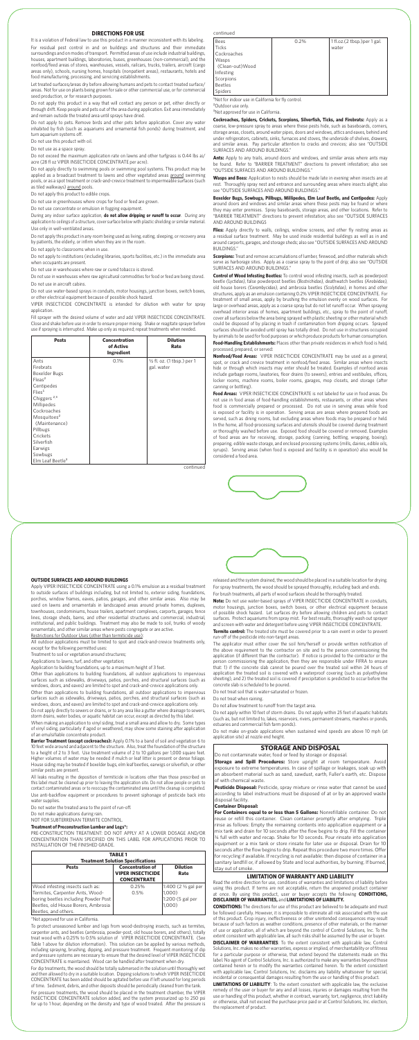## DIRECTIONS FOR USE

It is a violation of Federal law to use this product in a manner inconsistent with its labeling.

For residual pest control in and on buildings and structures and their immediate surroundings and on modes of transport. Permitted areas of use include industrial buildings, houses, apartment buildings, laboratories, buses, greenhouses (non-commercial), and the nonfood/feed areas of stores, warehouses, vessels, railcars, trucks, trailers, aircraft (cargo areas only), schools, nursing homes, hospitals (nonpatient areas), restaurants, hotels and food manufacturing, processing, and servicing establishments.

Let treated surfaces/areas dry before allowing humans and pets to contact treated surfaces/areas. Not for use on plants being grown for sale or other commercial use, or for commercial seed production, or for research purposes.

Do not apply this product in a way that will contact any person or pet, either directly or through drift. Keep people and pets out of the area during application. Exit area immediately and remain outside the treated area until sprays have dried.

Do not apply to pets. Remove birds and other pets before application. Cover any water inhabited by fish (such as aquariums and ornamental fish ponds) during treatment, and turn aquarium systems off.

Do not use this product with oil.

Do not use as a space spray.

Do not exceed the maximum application rate on lawns and other turfgrass is 0.44 lbs ai/acre (28 fl oz VIPER INSECTICIDE CONCENTRATE per acre).

Do not apply directly to swimming pools or swimming pool systems. This product may be applied as a broadcast treatment to lawns and other vegetated areas around swimming pools, or as a spot treatment or crack-and-crevice treatment to impermeable surfaces (such as tiled walkways) around pools.

Do not apply this product to edible crops.

Do not use in greenhouses where crops for food or feed are grown.

Do not use concentrate or emulsion in fogging equipment.

During any indoor surface application, **do not allow dripping or runoff to occur**. During any application to ceilings of a structure, cover surface below with plastic shielding or similar material. Use only in well-ventilated areas.

Do not apply this product in any room being used as living, eating, sleeping, or recovery area by patients, the elderly, or infirm when they are in the room.

Do not apply to classrooms when in use.

Do not apply to institutions (including libraries, sports facilities, etc.) in the immediate area when occupants are present.

Do not use in warehouses where raw or cured tobacco is stored.

Do not use in warehouses where raw agricultural commodities for food or feed are being stored.

Do not use in aircraft cabins.

Do not use water-based sprays in conduits, motor housings, junction boxes, switch boxes, or other electrical equipment because of possible shock hazard.

VIPER INSECTICIDE CONCENTRATE is intended for dilution with water for spray application.

Fill sprayer with the desired volume of water and add VIPER INSECTICIDE CONCENTRATE. Close and shake before use in order to ensure proper mixing. Shake or reagitate sprayer before use if spraying is interrupted. Make up only as required; repeat treatments when needed.

| Pests | Concentration of Active Ingredient | Dilution Rate |
|---|---|---|
| Ants<br>Firebrats<br>Boxelder Bugs<br>Fleas[2]<br>Centipedes<br>Flies[3]<br>Chiggers [2,3]<br>Millipedes<br>Cockroaches<br>Mosquitoes[2]<br>(Maintenance)<br>Pillbugs<br>Crickets<br>Silverfish<br>Earwigs<br>Sowbugs<br>Elm Leaf Beetle[3] | 0.1% | ½ fl. oz. (1 tbsp.) per 1 gal. water |
| Bees<br>Ticks<br>Cockroaches<br>Wasps<br>(Clean-out)Wood<br>Infesting<br>Scorpions<br>Beetles<br>Spiders | 0.2% | 1 fl.oz.(2 tbsp.)per 1 gal. water |

[1]Not for indoor use in California for fly control.
[2]Outdoor use only.
[3]Not approved for use in California.

**Cockroaches, Spiders, Crickets, Scorpions, Silverfish, Ticks, and Firebrats:** Apply as a coarse, low-pressure spray to areas where these pests hide, such as baseboards, corners, storage areas, closets, around water pipes, doors and windows, attics and eaves, behind and under refrigerators, cabinets, sinks, furnaces and stoves, the underside of shelves, drawers, and similar areas. Pay particular attention to cracks and crevices; also see "OUTSIDE SURFACES AND AROUND BUILDINGS."

**Ants:** Apply to any trails, around doors and windows, and similar areas where ants may be found. Refer to "BARRIER TREATMENT" directions to prevent infestation; also see "OUTSIDE SURFACES AND AROUND BUILDINGS."

**Wasps and Bees:** Application to nests should be made late in evening when insects are at rest. Thoroughly spray nest and entrance and surrounding areas where insects alight; also see "OUTSIDE SURFACES AND AROUND BUILDINGS."

**Boxelder Bugs, Sowbugs, Pillbugs, Millipedes, Elm Leaf Beetle, and Centipedes:** Apply around doors and windows and similar areas where these pests may be found or where they may enter premises. Spray baseboards, storage areas, and other locations. Refer to "BARRIER TREATMENT" directions to prevent infestation; also see "OUTSIDE SURFACES AND AROUND BUILDINGS."

**Flies:** Apply directly to walls, ceilings, window screens, and other fly resting areas as a residual surface treatment. May be used inside residential buildings as well as in and around carports, garages, and storage sheds; also see "OUTSIDE SURFACES AND AROUND BUILDINGS."

**Scorpions:** Treat and remove accumulations of lumber, firewood, and other materials which serve as harborage sites. Apply as a coarse spray to the point of drip; also see "OUTSIDE SURFACES AND AROUND BUILDINGS."

**Control of Wood Infesting Beetles:** To control wood infesting insects, such as powderpost beetle (*Lyctidae*), false powderpost beetles (*Bostrichidae*), deathwatch beetles (*Anobiidae*), old house borers (*Cerambycidae*), and ambrosia beetles (*Scolytidae*), in homes and other structures, apply as an emulsion containing 0.2% VIPER INSECTICIDE CONCENTRATE. For treatment of small areas, apply by brushing the emulsion evenly on wood surfaces. For large or overhead areas, apply as a coarse spray but do not let runoff occur. When spraying overhead interior areas of homes, apartment buildings, etc., spray to the point of runoff, cover all surfaces below the area being sprayed with plastic sheeting or other material which could be disposed of by placing in trash if contamination from dripping occurs. Sprayed surfaces should be avoided until spray has totally dried. Do not use in structures occupied by animals to be used for food purposes or which produce products for human consumption.

**Food-Handling Establishments:** Places other than private residences in which food is held, processed, prepared, or served.

**Nonfood/Feed Areas:** VIPER INSECTICIDE CONCENTRATE may be used as a general, spot, or crack and crevice treatment in nonfood/feed areas. Similar areas where insects hide or through which insects may enter should be treated. Examples of nonfood areas include garbage rooms, lavatories, floor drains (to sewers), entries and vestibules, offices, locker rooms, machine rooms, boiler rooms, garages, mop closets, and storage (after canning or bottling).

**Food Areas:** VIPER INSECTICIDE CONCENTRATE is not labeled for use in food areas. Do not use in food areas of food-handling establishments, restaurants, or other areas where food is commercially prepared or processed. Do not use in serving areas while food is exposed or facility is in operation. Serving areas are areas where prepared foods are served, such as dining rooms, but excluding areas where foods may be prepared or held. In the home, all food-processing surfaces and utensils should be covered during treatment or thoroughly washed before use. Exposed food should be covered or removed. Examples of food areas are for receiving, storage, packing (canning, bottling, wrapping, boxing), preparing, edible waste storage, and enclosed processing systems (mills, dairies, edible oils, syrups). Serving areas (when food is exposed and facility is in operation) also would be considered a food area.

### OUTSIDE SURFACES AND AROUND BUILDINGS

Apply VIPER INSECTICIDE CONCENTRATE using a 0.1% emulsion as a residual treatment to outside surfaces of buildings including, but not limited to, exterior siding, foundations, porches, window frames, eaves, patios, garages, and other similar areas. Also may be used on lawns and ornamentals in landscaped areas around private homes, duplexes, townhouses, condominiums, house trailers, apartment complexes, carports, garages, fence lines, storage sheds, barns, and other residential structures and commercial, industrial, institutional, and public buildings. Treatment may also be made to soil, trunks of woody ornamentals, and other similar areas where pests congregate or are active.

Restrictions for Outdoor Uses (other than termiticide use):

All outdoor applications must be limited to spot and crack-and-crevice treatments only, except for the following permitted uses:

Treatment to soil or vegetation around structures;

Applications to lawns, turf, and other vegetation;

Application to building foundations, up to a maximum height of 3 feet.

Other than applications to building foundations, all outdoor applications to impervious surfaces such as sidewalks, driveways, patios, porches, and structural surfaces (such as windows, doors, and eaves) are limited to spot and crack-and-crevice applications only.

Other than applications to building foundations, all outdoor applications to impervious surfaces such as sidewalks, driveways, patios, porches, and structural surfaces (such as windows, doors, and eaves) are limited to spot and crack-and-crevice applications only.

Do not apply directly to sewers or drains, or to any area like a gutter where drainage to sewers, storm drains, water bodies, or aquatic habitat can occur, except as directed by this label.

When making an application to vinyl siding, treat a small area and allow to dry. Some types of vinyl siding, particularly if aged or weathered, may show some staining after application of an emulsifiable concentrate product.

**Barrier Treatment (except cockroaches):** Apply 0.1% to a band of soil and vegetation 6 to 10 feet wide around and adjacent to the structure. Also, treat the foundation of the structure to a height of 2 to 3 feet. Use treatment volume of 2 to 10 gallons per 1,000 square feet. Higher volumes of water may be needed if mulch or leaf litter is present or dense foliage. House siding may be treated if boxelder bugs, elm leaf beetles, earwigs or silverfish, or other similar pests are present.

All leaks resulting in the deposition of termiticide in locations other than those prescribed on this label must be cleaned up prior to leaving the application site. Do not allow people or pets to contact contaminated areas or to reoccupy the contaminated area until the cleanup is completed.

Use anti-backflow equipment or procedures to prevent siphonage of pesticide back into water supplies.

Do not water the treated area to the point of run-off.

Do not make applications during rain.

NOT FOR SUBTERRANEAN TERMITE CONTROL.

**Treatment of Preconstruction Lumber and Logs\*:**

PRE-CONSTRUCTION TREATMENT: DO NOT APPLY AT A LOWER DOSAGE AND/OR CONCENTRATION THAN SPECIFIED ON THIS LABEL FOR APPLICATIONS PRIOR TO INSTALLATION OF THE FINISHED GRADE.

**TABLE 1**
**Treatment Solution Specifications**

| Pests | Concentration of VIPER INSECTICIDE CONCENTRATE | Dilution Rate |
|---|---|---|
| Wood infesting insects such as: Termites, Carpenter Ants, Wood-boring beetles including Powder Post Beetles, old House Borers, Ambrosia Beetles, and others. | 0.25%<br>0.5% | 1:400 (2 ½ gal per 1,000)<br>1:200 (5 gal per 1,000) |

\*Not approved for use in California.

To protect unseasoned lumber and logs from wood-destroying insects, such as termites, carpenter ants, and beetles (ambrosia, powder-post, old house borers, and others), totally treat wood with a 0.25% to 0.5% solution of VIPER INSECTICIDE CONCENTRATE. (See Table 1 above for dilution information). This solution can be applied by various methods, including spraying, brushing, dipping, and pressure treatment. Frequent monitoring of dip and pressure systems are necessary to ensure that the desired level of VIPER INSECTICIDE CONCENTRATE is maintained. Wood can be handled after treatment when dry.

For dip treatments, the wood should be totally submersed in the solution until thoroughly wet and then allowed to dry in a suitable location. Dipping solutions to which VIPER INSECTICIDE CONCENTRATE has been added should be agitated before use if left unused for long periods of time. Sediment, debris, and other deposits should be periodically cleaned from the tank.

For pressure treatments, the wood should be placed in the treatment chamber, the VIPER INSECTICIDE CONCENTRATE solution added, and the system pressurized up to 250 psi for up to 1 hour, depending on the density and type of wood treated. After the pressure is released and the system drained, the wood should be placed in a suitable location for drying.

For spray treatments, the wood should be sprayed thoroughly, including back and ends.

For brush treatments, all parts of wood surfaces should be thoroughly treated.

**Note:** Do not use water-based sprays of VIPER INSECTICIDE CONCENTRATE in conduits, motor housings, junction boxes, switch boxes, or other electrical equipment because of possible shock hazard. Let surfaces dry before allowing children and pets to contact surfaces. Protect aquariums from spray mist. For best results, thoroughly wash out sprayer and screen with water and detergent before using VIPER INSECTICIDE CONCENTRATE.

**Termite control:** The treated site must be covered prior to a rain event in order to prevent run-off of the pesticide into non-target areas.

The applicator must either cover the soil him/herself or provide written notification of the above requirement to the contractor on site and to the person commissioning the application (if different than the contractor). If notice is provided to the contractor or the person commissioning the application, then they are responsible under FIFRA to ensure that: 1) if the concrete slab cannot be poured over the treated soil within 24 hours of application the treated soil is covered with a waterproof covering (such as polyethylene sheeting), and 2) the treated soil is covered if precipitation is predicted to occur before the concrete slab is scheduled to be poured.

Do not treat soil that is water-saturated or frozen.

Do not treat when raining.

Do not allow treatment to runoff from the target area.

Do not apply within 10 feet of storm drains. Do not apply within 25 feet of aquatic habitats (such as, but not limited to, lakes, reservoirs, rivers, permanent streams, marshes or ponds, estuaries and commercial fish farm ponds).

Do not make on-grade applications when sustained wind speeds are above 10 mph (at application site) at nozzle end height.

## STORAGE AND DISPOSAL

Do not contaminate water, food or feed by storage or disposal.

**Storage and Spill Procedures:** Store upright at room temperature. Avoid exposure to extreme temperatures. In case of spillage or leakages, soak up with an absorbent material such as sand, sawdust, earth, Fuller's earth, etc. Dispose of with chemical waste.

**Pesticide Disposal:** Pesticide, spray mixture or rinse water that cannot be used according to label instructions must be disposed of at or by an approved waste disposal facility.

**Container Disposal:**

**For Containers equal to or less than 5 Gallons:** Nonrefillable container. Do not reuse or refill this container. Clean container promptly after emptying. Triple rinse as follows: Empty the remaining contents into application equipment or a mix tank and drain for 10 seconds after the flow begins to drip. Fill the container ¼ full with water and recap. Shake for 10 seconds. Pour rinsate into application equipment or a mix tank or store rinsate for later use or disposal. Drain for 10 seconds after the flow begins to drip. Repeat this procedure two more times. Offer for recycling if available. If recycling is not available: then dispose of container in a sanitary landfill or, if allowed by State and local authorities, by burning. If burned, stay out of smoke.

## LIMITATION OF WARRANTY AND LIABILITY

Read the entire direction for use, conditions of warranties and limitations of liability before using this product. If terms are not acceptable, return the unopened product container at once. By using this product, user or buyer accepts the following **CONDITIONS, DISCLAIMER OF WARRANTIES,** and **LIMITATIONS OF LIABILITY.**

**CONDITIONS:** The directions for use of this product are believed to be adequate and must be followed carefully. However, it is impossible to eliminate all risk associated with the use of this product. Crop injury, ineffectiveness or other unintended consequences may result because of such factors as weather conditions, presence of other materials, or the manner of use or application, all of which are beyond the control of Control Solutions, Inc. To the extent consistent with applicable law, all such risks shall be assumed by the user or buyer.

**DISCLAIMER OF WARRANTIES:** To the extent consistent with applicable law, Control Solutions, Inc. makes no other warranties, express or implied, of merchantability or of fitness for a particular purpose or otherwise, that extend beyond the statements made on this label. No agent of Control Solutions, Inc. is authorized to make any warranties beyond those contained herein or to modify the warranties contained herein. To the extent consistent with applicable law, Control Solutions, Inc. disclaims any liability whatsoever for special, incidental or consequential damages resulting from the use or handling of this product.

**LIMITATIONS OF LIABILITY:** To the extent consistent with applicable law, the exclusive remedy of the user or buyer for any and all losses, injuries or damages resulting from the use or handling of this product, whether in contract, warranty, tort, negligence, strict liability or otherwise, shall not exceed the purchase price paid or at Control Solutions, Inc. election, the replacement of product.